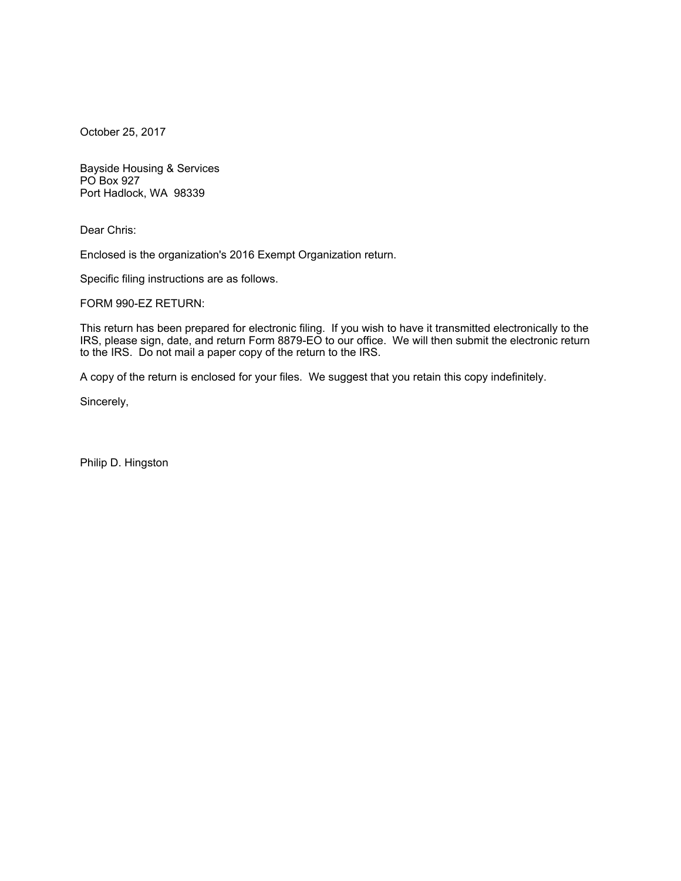October 25, 2017

Bayside Housing & Services  
PO Box 927  
Port Hadlock, WA 98339

Dear Chris:

Enclosed is the organization's 2016 Exempt Organization return.

Specific filing instructions are as follows.

FORM 990-EZ RETURN:

This return has been prepared for electronic filing. If you wish to have it transmitted electronically to the IRS, please sign, date, and return Form 8879-EO to our office. We will then submit the electronic return to the IRS. Do not mail a paper copy of the return to the IRS.

A copy of the return is enclosed for your files. We suggest that you retain this copy indefinitely.

Sincerely,

Philip D. Hingston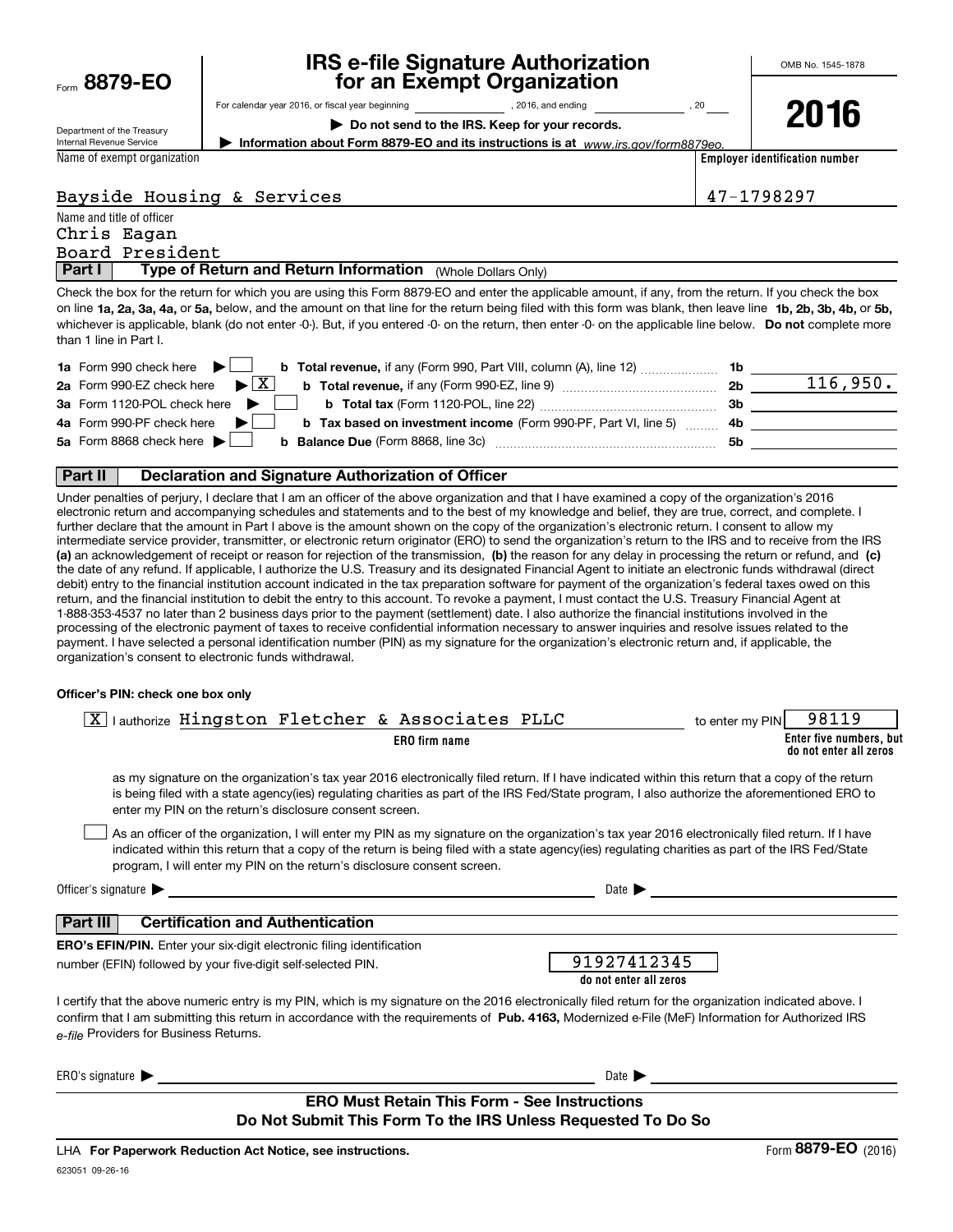Form **8879-EO**

Department of the Treasury
Internal Revenue Service

# IRS e-file Signature Authorization for an Exempt Organization

For calendar year 2016, or fiscal year beginning , 2016, and ending , 20

▶ **Do not send to the IRS. Keep for your records.**

▶ **Information about Form 8879-EO and its instructions is at** *www.irs.gov/form8879eo.*

OMB No. 1545-1878

**2016**

| Name of exempt organization | Employer identification number |
|---|---|
| Bayside Housing & Services | 47-1798297 |

Name and title of officer
Chris Eagan
Board President

## Part I — Type of Return and Return Information (Whole Dollars Only)

Check the box for the return for which you are using this Form 8879-EO and enter the applicable amount, if any, from the return. If you check the box on line **1a, 2a, 3a, 4a,** or **5a,** below, and the amount on that line for the return being filed with this form was blank, then leave line **1b, 2b, 3b, 4b,** or **5b,** whichever is applicable, blank (do not enter -0-). But, if you entered -0- on the return, then enter -0- on the applicable line below. **Do not** complete more than 1 line in Part I.

| | | | |
|---|---|---|---|
| **1a** Form 990 check here ▶ [ ] | **b Total revenue,** if any (Form 990, Part VIII, column (A), line 12) | **1b** | |
| **2a** Form 990-EZ check here ▶ [X] | **b Total revenue,** if any (Form 990-EZ, line 9) | **2b** | 116,950. |
| **3a** Form 1120-POL check here ▶ [ ] | **b Total tax** (Form 1120-POL, line 22) | **3b** | |
| **4a** Form 990-PF check here ▶ [ ] | **b Tax based on investment income** (Form 990-PF, Part VI, line 5) | **4b** | |
| **5a** Form 8868 check here ▶ [ ] | **b Balance Due** (Form 8868, line 3c) | **5b** | |

## Part II — Declaration and Signature Authorization of Officer

Under penalties of perjury, I declare that I am an officer of the above organization and that I have examined a copy of the organization's 2016 electronic return and accompanying schedules and statements and to the best of my knowledge and belief, they are true, correct, and complete. I further declare that the amount in Part I above is the amount shown on the copy of the organization's electronic return. I consent to allow my intermediate service provider, transmitter, or electronic return originator (ERO) to send the organization's return to the IRS and to receive from the IRS **(a)** an acknowledgement of receipt or reason for rejection of the transmission, **(b)** the reason for any delay in processing the return or refund, and **(c)** the date of any refund. If applicable, I authorize the U.S. Treasury and its designated Financial Agent to initiate an electronic funds withdrawal (direct debit) entry to the financial institution account indicated in the tax preparation software for payment of the organization's federal taxes owed on this return, and the financial institution to debit the entry to this account. To revoke a payment, I must contact the U.S. Treasury Financial Agent at 1-888-353-4537 no later than 2 business days prior to the payment (settlement) date. I also authorize the financial institutions involved in the processing of the electronic payment of taxes to receive confidential information necessary to answer inquiries and resolve issues related to the payment. I have selected a personal identification number (PIN) as my signature for the organization's electronic return and, if applicable, the organization's consent to electronic funds withdrawal.

**Officer's PIN: check one box only**

[X] I authorize Hingston Fletcher & Associates PLLC (**ERO firm name**) to enter my PIN 98119 (**Enter five numbers, but do not enter all zeros**)

as my signature on the organization's tax year 2016 electronically filed return. If I have indicated within this return that a copy of the return is being filed with a state agency(ies) regulating charities as part of the IRS Fed/State program, I also authorize the aforementioned ERO to enter my PIN on the return's disclosure consent screen.

[ ] As an officer of the organization, I will enter my PIN as my signature on the organization's tax year 2016 electronically filed return. If I have indicated within this return that a copy of the return is being filed with a state agency(ies) regulating charities as part of the IRS Fed/State program, I will enter my PIN on the return's disclosure consent screen.

Officer's signature ▶ ____________________ Date ▶ ____________________

## Part III — Certification and Authentication

**ERO's EFIN/PIN.** Enter your six-digit electronic filing identification number (EFIN) followed by your five-digit self-selected PIN. 91927412345 (**do not enter all zeros**)

I certify that the above numeric entry is my PIN, which is my signature on the 2016 electronically filed return for the organization indicated above. I confirm that I am submitting this return in accordance with the requirements of **Pub. 4163,** Modernized e-File (MeF) Information for Authorized IRS *e-file* Providers for Business Returns.

ERO's signature ▶ ____________________ Date ▶ ____________________

**ERO Must Retain This Form - See Instructions**
**Do Not Submit This Form To the IRS Unless Requested To Do So**

LHA **For Paperwork Reduction Act Notice, see instructions.** Form **8879-EO** (2016)

623051 09-26-16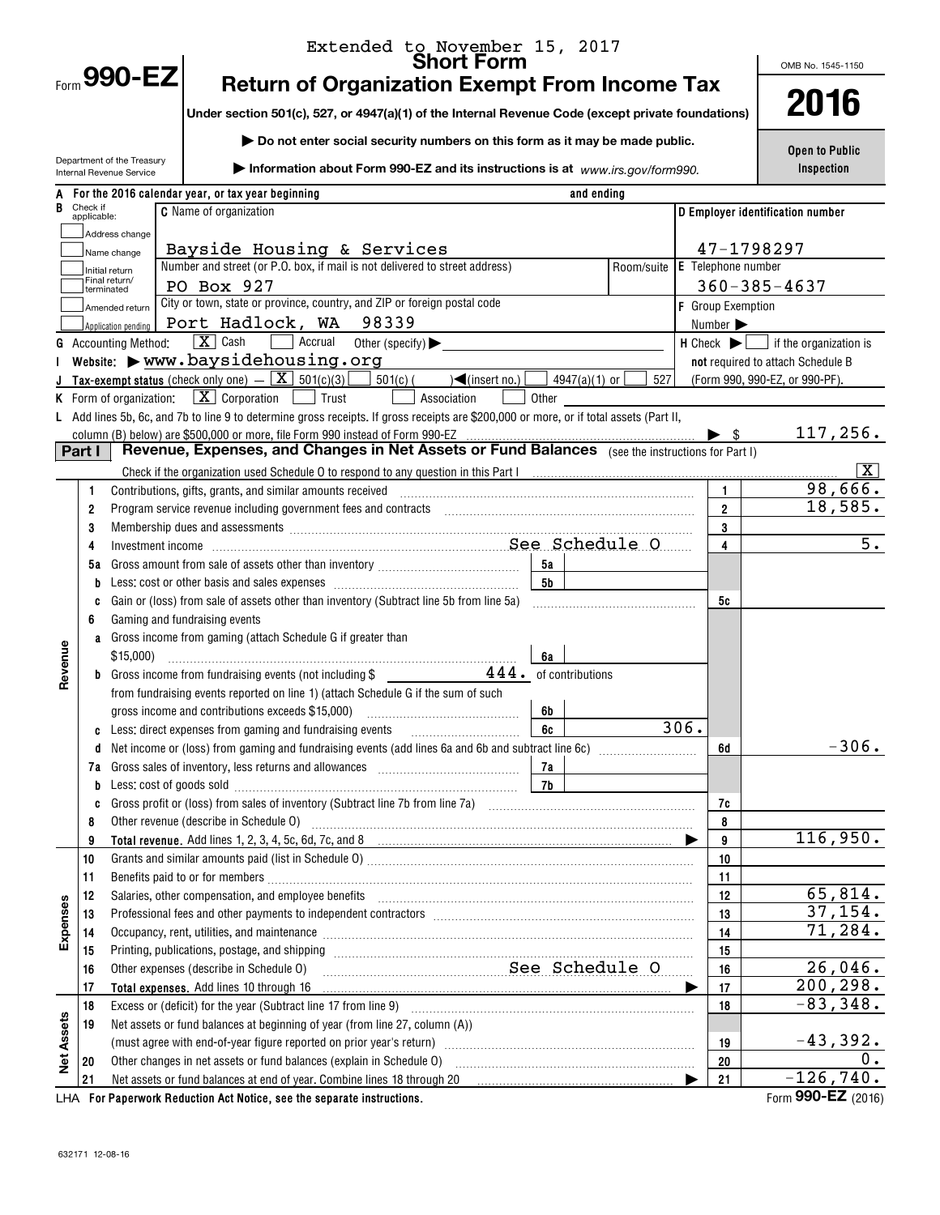Extended to November 15, 2017

# Form 990-EZ

## Short Form
## Return of Organization Exempt From Income Tax

**Under section 501(c), 527, or 4947(a)(1) of the Internal Revenue Code (except private foundations)**

▶ **Do not enter social security numbers on this form as it may be made public.**

▶ **Information about Form 990-EZ and its instructions is at** *www.irs.gov/form990.*

Department of the Treasury
Internal Revenue Service

OMB No. 1545-1150

**2016**

**Open to Public Inspection**

**A** For the 2016 calendar year, or tax year beginning and ending

**B** Check if applicable:
- Address change
- Name change
- Initial return
- Final return/terminated
- Amended return
- Application pending

**C** Name of organization: Bayside Housing & Services

Number and street (or P.O. box, if mail is not delivered to street address): PO Box 927 — Room/suite

City or town, state or province, country, and ZIP or foreign postal code: Port Hadlock, WA 98339

**D** Employer identification number: 47-1798297

**E** Telephone number: 360-385-4637

**F** Group Exemption Number ▶

**G** Accounting Method: [X] Cash [ ] Accrual Other (specify) ▶

**H** Check ▶ [ ] if the organization is **not** required to attach Schedule B (Form 990, 990-EZ, or 990-PF).

**I** Website: ▶ www.baysidehousing.org

**J** Tax-exempt status (check only one) — [X] 501(c)(3) [ ] 501(c) ( ) ◀(insert no.) [ ] 4947(a)(1) or [ ] 527

**K** Form of organization: [X] Corporation [ ] Trust [ ] Association [ ] Other

**L** Add lines 5b, 6c, and 7b to line 9 to determine gross receipts. If gross receipts are $200,000 or more, or if total assets (Part II, column (B) below) are $500,000 or more, file Form 990 instead of Form 990-EZ ▶ $ 117,256.

## Part I Revenue, Expenses, and Changes in Net Assets or Fund Balances (see the instructions for Part I)

Check if the organization used Schedule O to respond to any question in this Part I [X]

| | Line | Description | | | | Amount |
|---|---|---|---|---|---|---|
| Revenue | 1 | Contributions, gifts, grants, and similar amounts received | | | 1 | 98,666. |
| | 2 | Program service revenue including government fees and contracts | | | 2 | 18,585. |
| | 3 | Membership dues and assessments | | | 3 | |
| | 4 | Investment income See Schedule O | | | 4 | 5. |
| | 5a | Gross amount from sale of assets other than inventory | 5a | | | |
| | b | Less: cost or other basis and sales expenses | 5b | | | |
| | c | Gain or (loss) from sale of assets other than inventory (Subtract line 5b from line 5a) | | | 5c | |
| | 6 | Gaming and fundraising events | | | | |
| | a | Gross income from gaming (attach Schedule G if greater than $15,000) | 6a | | | |
| | b | Gross income from fundraising events (not including $ 444. of contributions from fundraising events reported on line 1) (attach Schedule G if the sum of such gross income and contributions exceeds $15,000) | 6b | | | |
| | c | Less: direct expenses from gaming and fundraising events | 6c | 306. | | |
| | d | Net income or (loss) from gaming and fundraising events (add lines 6a and 6b and subtract line 6c) | | | 6d | -306. |
| | 7a | Gross sales of inventory, less returns and allowances | 7a | | | |
| | b | Less: cost of goods sold | 7b | | | |
| | c | Gross profit or (loss) from sales of inventory (Subtract line 7b from line 7a) | | | 7c | |
| | 8 | Other revenue (describe in Schedule O) | | | 8 | |
| | 9 | **Total revenue.** Add lines 1, 2, 3, 4, 5c, 6d, 7c, and 8 ▶ | | | 9 | 116,950. |
| Expenses | 10 | Grants and similar amounts paid (list in Schedule O) | | | 10 | |
| | 11 | Benefits paid to or for members | | | 11 | |
| | 12 | Salaries, other compensation, and employee benefits | | | 12 | 65,814. |
| | 13 | Professional fees and other payments to independent contractors | | | 13 | 37,154. |
| | 14 | Occupancy, rent, utilities, and maintenance | | | 14 | 71,284. |
| | 15 | Printing, publications, postage, and shipping | | | 15 | |
| | 16 | Other expenses (describe in Schedule O) See Schedule O | | | 16 | 26,046. |
| | 17 | **Total expenses.** Add lines 10 through 16 ▶ | | | 17 | 200,298. |
| Net Assets | 18 | Excess or (deficit) for the year (Subtract line 17 from line 9) | | | 18 | -83,348. |
| | 19 | Net assets or fund balances at beginning of year (from line 27, column (A)) (must agree with end-of-year figure reported on prior year's return) | | | 19 | -43,392. |
| | 20 | Other changes in net assets or fund balances (explain in Schedule O) | | | 20 | 0. |
| | 21 | Net assets or fund balances at end of year. Combine lines 18 through 20 ▶ | | | 21 | -126,740. |

LHA **For Paperwork Reduction Act Notice, see the separate instructions.** Form **990-EZ** (2016)

632171 12-08-16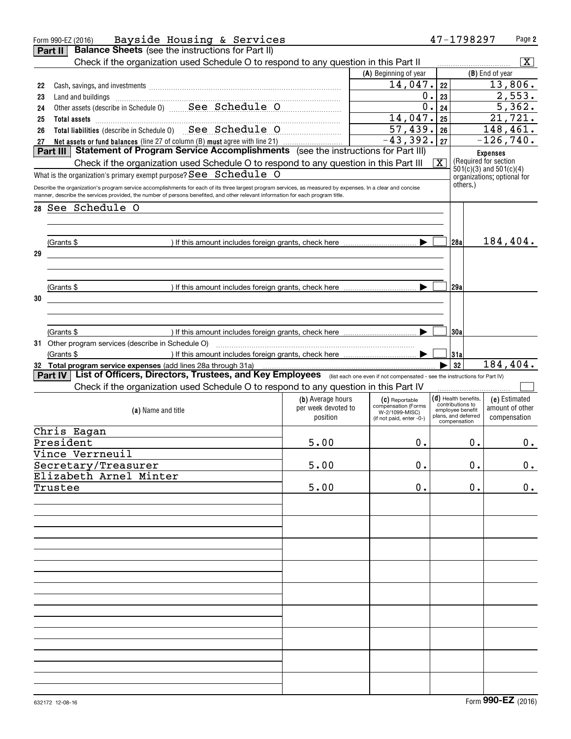Form 990-EZ (2016) Bayside Housing & Services 47-1798297 Page 2

## Part II Balance Sheets (see the instructions for Part II)

Check if the organization used Schedule O to respond to any question in this Part II [X]

| | | (A) Beginning of year | | (B) End of year |
|---|---|---|---|---|
| 22 | Cash, savings, and investments | 14,047. | 22 | 13,806. |
| 23 | Land and buildings | 0. | 23 | 2,553. |
| 24 | Other assets (describe in Schedule O) See Schedule O | 0. | 24 | 5,362. |
| 25 | **Total assets** | 14,047. | 25 | 21,721. |
| 26 | **Total liabilities** (describe in Schedule O) See Schedule O | 57,439. | 26 | 148,461. |
| 27 | **Net assets or fund balances** (line 27 of column (B) **must** agree with line 21) | -43,392. | 27 | -126,740. |

## Part III Statement of Program Service Accomplishments (see the instructions for Part III)

Check if the organization used Schedule O to respond to any question in this Part III [X]

What is the organization's primary exempt purpose? See Schedule O

Describe the organization's program service accomplishments for each of its three largest program services, as measured by expenses. In a clear and concise manner, describe the services provided, the number of persons benefited, and other relevant information for each program title.

**Expenses** (Required for section 501(c)(3) and 501(c)(4) organizations; optional for others.)

| | | | |
|---|---|---|---|
| 28 | See Schedule O (Grants $ ) If this amount includes foreign grants, check here [ ] | 28a | 184,404. |
| 29 | (Grants $ ) If this amount includes foreign grants, check here [ ] | 29a | |
| 30 | (Grants $ ) If this amount includes foreign grants, check here [ ] | 30a | |
| 31 | Other program services (describe in Schedule O) (Grants $ ) If this amount includes foreign grants, check here [ ] | 31a | |
| 32 | **Total program service expenses** (add lines 28a through 31a) | 32 | 184,404. |

## Part IV List of Officers, Directors, Trustees, and Key Employees (list each one even if not compensated - see the instructions for Part IV)

Check if the organization used Schedule O to respond to any question in this Part IV [ ]

| (a) Name and title | (b) Average hours per week devoted to position | (c) Reportable compensation (Forms W-2/1099-MISC) (if not paid, enter -0-) | (d) Health benefits, contributions to employee benefit plans, and deferred compensation | (e) Estimated amount of other compensation |
|---|---|---|---|---|
| Chris Eagan<br>President | 5.00 | 0. | 0. | 0. |
| Vince Verrneuil<br>Secretary/Treasurer | 5.00 | 0. | 0. | 0. |
| Elizabeth Arnel Minter<br>Trustee | 5.00 | 0. | 0. | 0. |

632172 12-08-16

Form **990-EZ** (2016)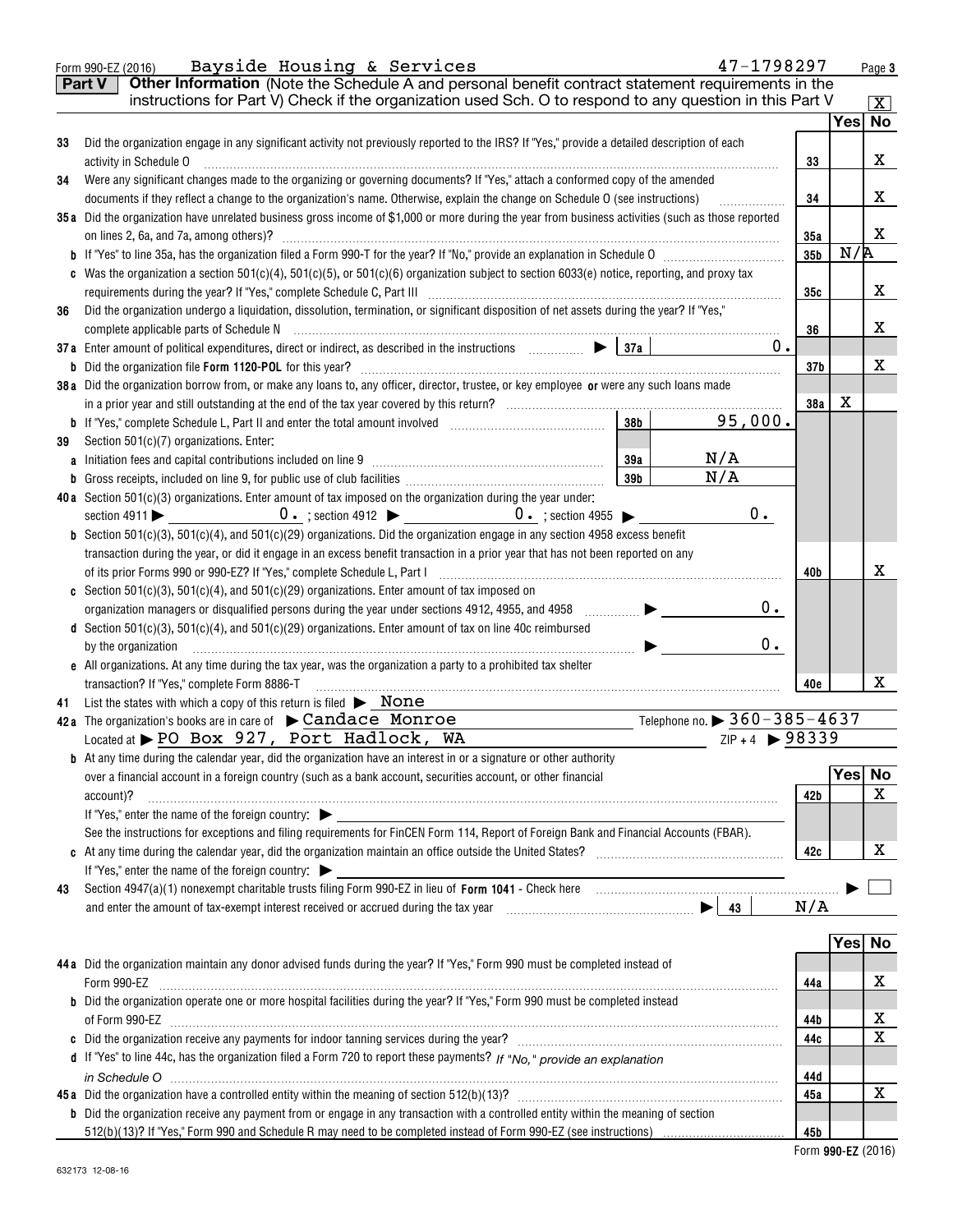Form 990-EZ (2016) Bayside Housing & Services 47-1798297 Page 3

**Part V** **Other Information** (Note the Schedule A and personal benefit contract statement requirements in the instructions for Part V) Check if the organization used Sch. O to respond to any question in this Part V [X]

| | | | | Yes | No |
|---|---|---|---|---|---|
| 33 | Did the organization engage in any significant activity not previously reported to the IRS? If "Yes," provide a detailed description of each activity in Schedule O | | 33 | | X |
| 34 | Were any significant changes made to the organizing or governing documents? If "Yes," attach a conformed copy of the amended documents if they reflect a change to the organization's name. Otherwise, explain the change on Schedule O (see instructions) | | 34 | | X |
| 35a | Did the organization have unrelated business gross income of $1,000 or more during the year from business activities (such as those reported on lines 2, 6a, and 7a, among others)? | | 35a | | X |
| b | If "Yes" to line 35a, has the organization filed a Form 990-T for the year? If "No," provide an explanation in Schedule O | | 35b | N/A | |
| c | Was the organization a section 501(c)(4), 501(c)(5), or 501(c)(6) organization subject to section 6033(e) notice, reporting, and proxy tax requirements during the year? If "Yes," complete Schedule C, Part III | | 35c | | X |
| 36 | Did the organization undergo a liquidation, dissolution, termination, or significant disposition of net assets during the year? If "Yes," complete applicable parts of Schedule N | | 36 | | X |
| 37a | Enter amount of political expenditures, direct or indirect, as described in the instructions | 37a 0. | | | |
| b | Did the organization file **Form 1120-POL** for this year? | | 37b | | X |
| 38a | Did the organization borrow from, or make any loans to, any officer, director, trustee, or key employee **or** were any such loans made in a prior year and still outstanding at the end of the tax year covered by this return? | | 38a | X | |
| b | If "Yes," complete Schedule L, Part II and enter the total amount involved | 38b 95,000. | | | |
| 39 | Section 501(c)(7) organizations. Enter: | | | | |
| a | Initiation fees and capital contributions included on line 9 | 39a N/A | | | |
| b | Gross receipts, included on line 9, for public use of club facilities | 39b N/A | | | |
| 40a | Section 501(c)(3) organizations. Enter amount of tax imposed on the organization during the year under: section 4911 ▶ 0. ; section 4912 ▶ 0. ; section 4955 ▶ 0. | | | | |
| b | Section 501(c)(3), 501(c)(4), and 501(c)(29) organizations. Did the organization engage in any section 4958 excess benefit transaction during the year, or did it engage in an excess benefit transaction in a prior year that has not been reported on any of its prior Forms 990 or 990-EZ? If "Yes," complete Schedule L, Part I | | 40b | | X |
| c | Section 501(c)(3), 501(c)(4), and 501(c)(29) organizations. Enter amount of tax imposed on organization managers or disqualified persons during the year under sections 4912, 4955, and 4958 | ▶ 0. | | | |
| d | Section 501(c)(3), 501(c)(4), and 501(c)(29) organizations. Enter amount of tax on line 40c reimbursed by the organization | ▶ 0. | | | |
| e | All organizations. At any time during the tax year, was the organization a party to a prohibited tax shelter transaction? If "Yes," complete Form 8886-T | | 40e | | X |

41 List the states with which a copy of this return is filed ▶ None

42a The organization's books are in care of ▶ Candace Monroe Telephone no. ▶ 360-385-4637

Located at ▶ PO Box 927, Port Hadlock, WA ZIP + 4 ▶ 98339

| | | | Yes | No |
|---|---|---|---|---|
| b | At any time during the calendar year, did the organization have an interest in or a signature or other authority over a financial account in a foreign country (such as a bank account, securities account, or other financial account)? If "Yes," enter the name of the foreign country: ▶ See the instructions for exceptions and filing requirements for FinCEN Form 114, Report of Foreign Bank and Financial Accounts (FBAR). | 42b | | X |
| c | At any time during the calendar year, did the organization maintain an office outside the United States? If "Yes," enter the name of the foreign country: ▶ | 42c | | X |

43 Section 4947(a)(1) nonexempt charitable trusts filing Form 990-EZ in lieu of **Form 1041** - Check here ▶ [ ] and enter the amount of tax-exempt interest received or accrued during the tax year ▶ 43 N/A

| | | | Yes | No |
|---|---|---|---|---|
| 44a | Did the organization maintain any donor advised funds during the year? If "Yes," Form 990 must be completed instead of Form 990-EZ | 44a | | X |
| b | Did the organization operate one or more hospital facilities during the year? If "Yes," Form 990 must be completed instead of Form 990-EZ | 44b | | X |
| c | Did the organization receive any payments for indoor tanning services during the year? | 44c | | X |
| d | If "Yes" to line 44c, has the organization filed a Form 720 to report these payments? *If "No," provide an explanation in Schedule O* | 44d | | |
| 45a | Did the organization have a controlled entity within the meaning of section 512(b)(13)? | 45a | | X |
| b | Did the organization receive any payment from or engage in any transaction with a controlled entity within the meaning of section 512(b)(13)? If "Yes," Form 990 and Schedule R may need to be completed instead of Form 990-EZ (see instructions) | 45b | | |

632173 12-08-16 Form **990-EZ** (2016)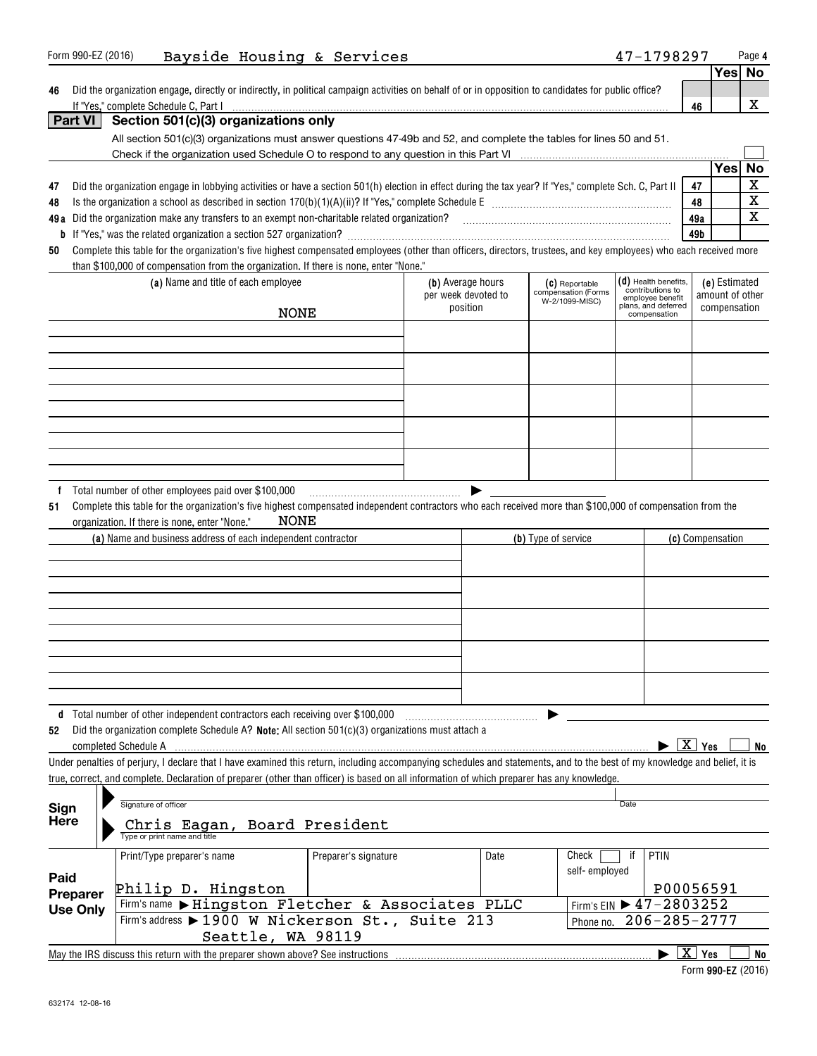Form 990-EZ (2016) Bayside Housing & Services 47-1798297 Page 4

| | | | Yes | No |
|---|---|---|---|---|
| 46 | Did the organization engage, directly or indirectly, in political campaign activities on behalf of or in opposition to candidates for public office? If "Yes," complete Schedule C, Part I | 46 | | X |

## Part VI Section 501(c)(3) organizations only

All section 501(c)(3) organizations must answer questions 47-49b and 52, and complete the tables for lines 50 and 51.

Check if the organization used Schedule O to respond to any question in this Part VI ☐

| | | | Yes | No |
|---|---|---|---|---|
| 47 | Did the organization engage in lobbying activities or have a section 501(h) election in effect during the tax year? If "Yes," complete Sch. C, Part II | 47 | | X |
| 48 | Is the organization a school as described in section 170(b)(1)(A)(ii)? If "Yes," complete Schedule E | 48 | | X |
| 49a | Did the organization make any transfers to an exempt non-charitable related organization? | 49a | | X |
| b | If "Yes," was the related organization a section 527 organization? | 49b | | |

50 Complete this table for the organization's five highest compensated employees (other than officers, directors, trustees, and key employees) who each received more than $100,000 of compensation from the organization. If there is none, enter "None."

| (a) Name and title of each employee | (b) Average hours per week devoted to position | (c) Reportable compensation (Forms W-2/1099-MISC) | (d) Health benefits, contributions to employee benefit plans, and deferred compensation | (e) Estimated amount of other compensation |
|---|---|---|---|---|
| NONE | | | | |
| | | | | |
| | | | | |
| | | | | |
| | | | | |

f Total number of other employees paid over $100,000 ▶

51 Complete this table for the organization's five highest compensated independent contractors who each received more than $100,000 of compensation from the organization. If there is none, enter "None." NONE

| (a) Name and business address of each independent contractor | (b) Type of service | (c) Compensation |
|---|---|---|
| | | |
| | | |
| | | |
| | | |
| | | |

d Total number of other independent contractors each receiving over $100,000 ▶

52 Did the organization complete Schedule A? **Note:** All section 501(c)(3) organizations must attach a completed Schedule A ▶ ☒ Yes ☐ No

Under penalties of perjury, I declare that I have examined this return, including accompanying schedules and statements, and to the best of my knowledge and belief, it is true, correct, and complete. Declaration of preparer (other than officer) is based on all information of which preparer has any knowledge.

**Sign Here**

Signature of officer — Date

Chris Eagan, Board President
Type or print name and title

**Paid Preparer Use Only**

| Print/Type preparer's name | Preparer's signature | Date | Check ☐ if self-employed | PTIN |
|---|---|---|---|---|
| Philip D. Hingston | | | | P00056591 |

Firm's name ▶ Hingston Fletcher & Associates PLLC — Firm's EIN ▶ 47-2803252

Firm's address ▶ 1900 W Nickerson St., Suite 213, Seattle, WA 98119 — Phone no. 206-285-2777

May the IRS discuss this return with the preparer shown above? See instructions ▶ ☒ Yes ☐ No

Form **990-EZ** (2016)

632174 12-08-16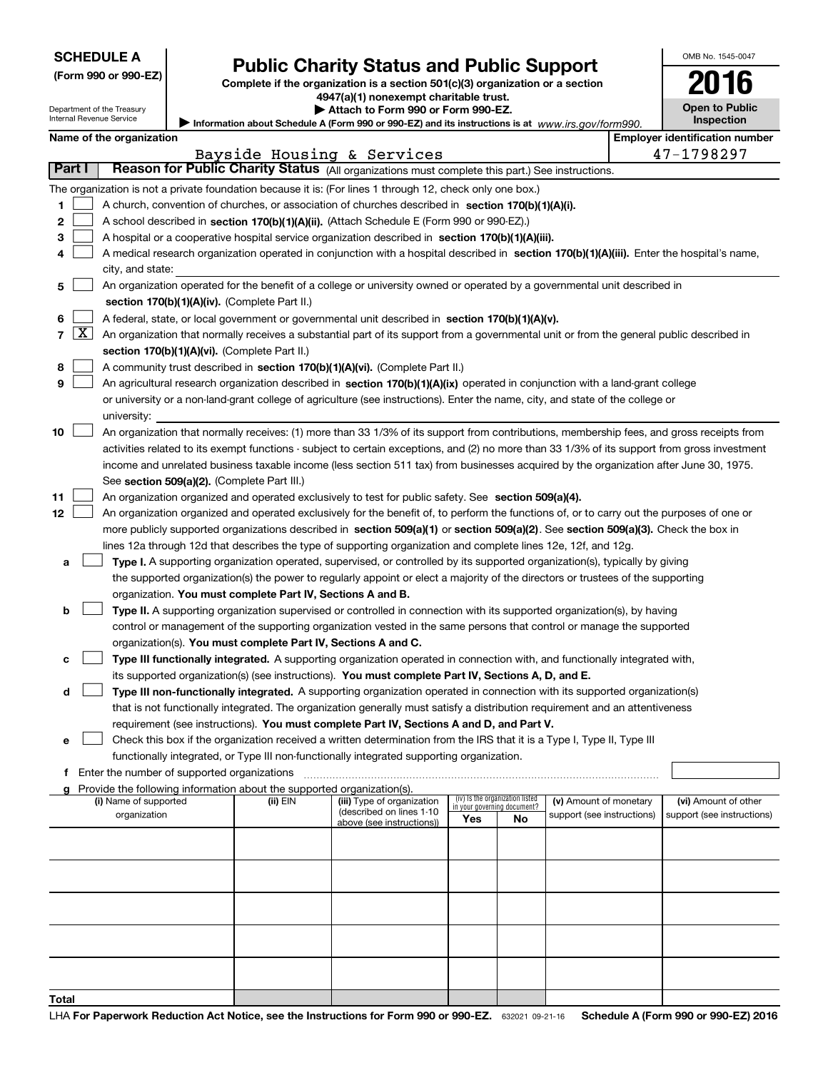**SCHEDULE A**
**(Form 990 or 990-EZ)**

Department of the Treasury
Internal Revenue Service

# Public Charity Status and Public Support

**Complete if the organization is a section 501(c)(3) organization or a section 4947(a)(1) nonexempt charitable trust.**
**▶ Attach to Form 990 or Form 990-EZ.**
**▶ Information about Schedule A (Form 990 or 990-EZ) and its instructions is at** *www.irs.gov/form990.*

OMB No. 1545-0047
**2016**
**Open to Public Inspection**

**Name of the organization**
Bayside Housing & Services

**Employer identification number**
47-1798297

**Part I** **Reason for Public Charity Status** (All organizations must complete this part.) See instructions.

The organization is not a private foundation because it is: (For lines 1 through 12, check only one box.)

1 ☐ A church, convention of churches, or association of churches described in **section 170(b)(1)(A)(i).**

2 ☐ A school described in **section 170(b)(1)(A)(ii).** (Attach Schedule E (Form 990 or 990-EZ).)

3 ☐ A hospital or a cooperative hospital service organization described in **section 170(b)(1)(A)(iii).**

4 ☐ A medical research organization operated in conjunction with a hospital described in **section 170(b)(1)(A)(iii).** Enter the hospital's name, city, and state:

5 ☐ An organization operated for the benefit of a college or university owned or operated by a governmental unit described in **section 170(b)(1)(A)(iv).** (Complete Part II.)

6 ☐ A federal, state, or local government or governmental unit described in **section 170(b)(1)(A)(v).**

7 ☒ An organization that normally receives a substantial part of its support from a governmental unit or from the general public described in **section 170(b)(1)(A)(vi).** (Complete Part II.)

8 ☐ A community trust described in **section 170(b)(1)(A)(vi).** (Complete Part II.)

9 ☐ An agricultural research organization described in **section 170(b)(1)(A)(ix)** operated in conjunction with a land-grant college or university or a non-land-grant college of agriculture (see instructions). Enter the name, city, and state of the college or university:

10 ☐ An organization that normally receives: (1) more than 33 1/3% of its support from contributions, membership fees, and gross receipts from activities related to its exempt functions - subject to certain exceptions, and (2) no more than 33 1/3% of its support from gross investment income and unrelated business taxable income (less section 511 tax) from businesses acquired by the organization after June 30, 1975. See **section 509(a)(2).** (Complete Part III.)

11 ☐ An organization organized and operated exclusively to test for public safety. See **section 509(a)(4).**

12 ☐ An organization organized and operated exclusively for the benefit of, to perform the functions of, or to carry out the purposes of one or more publicly supported organizations described in **section 509(a)(1)** or **section 509(a)(2)**. See **section 509(a)(3).** Check the box in lines 12a through 12d that describes the type of supporting organization and complete lines 12e, 12f, and 12g.

a ☐ **Type I.** A supporting organization operated, supervised, or controlled by its supported organization(s), typically by giving the supported organization(s) the power to regularly appoint or elect a majority of the directors or trustees of the supporting organization. **You must complete Part IV, Sections A and B.**

b ☐ **Type II.** A supporting organization supervised or controlled in connection with its supported organization(s), by having control or management of the supporting organization vested in the same persons that control or manage the supported organization(s). **You must complete Part IV, Sections A and C.**

c ☐ **Type III functionally integrated.** A supporting organization operated in connection with, and functionally integrated with, its supported organization(s) (see instructions). **You must complete Part IV, Sections A, D, and E.**

d ☐ **Type III non-functionally integrated.** A supporting organization operated in connection with its supported organization(s) that is not functionally integrated. The organization generally must satisfy a distribution requirement and an attentiveness requirement (see instructions). **You must complete Part IV, Sections A and D, and Part V.**

e ☐ Check this box if the organization received a written determination from the IRS that it is a Type I, Type II, Type III functionally integrated, or Type III non-functionally integrated supporting organization.

f Enter the number of supported organizations

g Provide the following information about the supported organization(s).

| (i) Name of supported organization | (ii) EIN | (iii) Type of organization (described on lines 1-10 above (see instructions)) | (iv) Is the organization listed in your governing document? Yes | No | (v) Amount of monetary support (see instructions) | (vi) Amount of other support (see instructions) |
|---|---|---|---|---|---|---|
| | | | | | | |
| | | | | | | |
| | | | | | | |
| | | | | | | |
| | | | | | | |
| **Total** | | | | | | |

LHA **For Paperwork Reduction Act Notice, see the Instructions for Form 990 or 990-EZ.** 632021 09-21-16 **Schedule A (Form 990 or 990-EZ) 2016**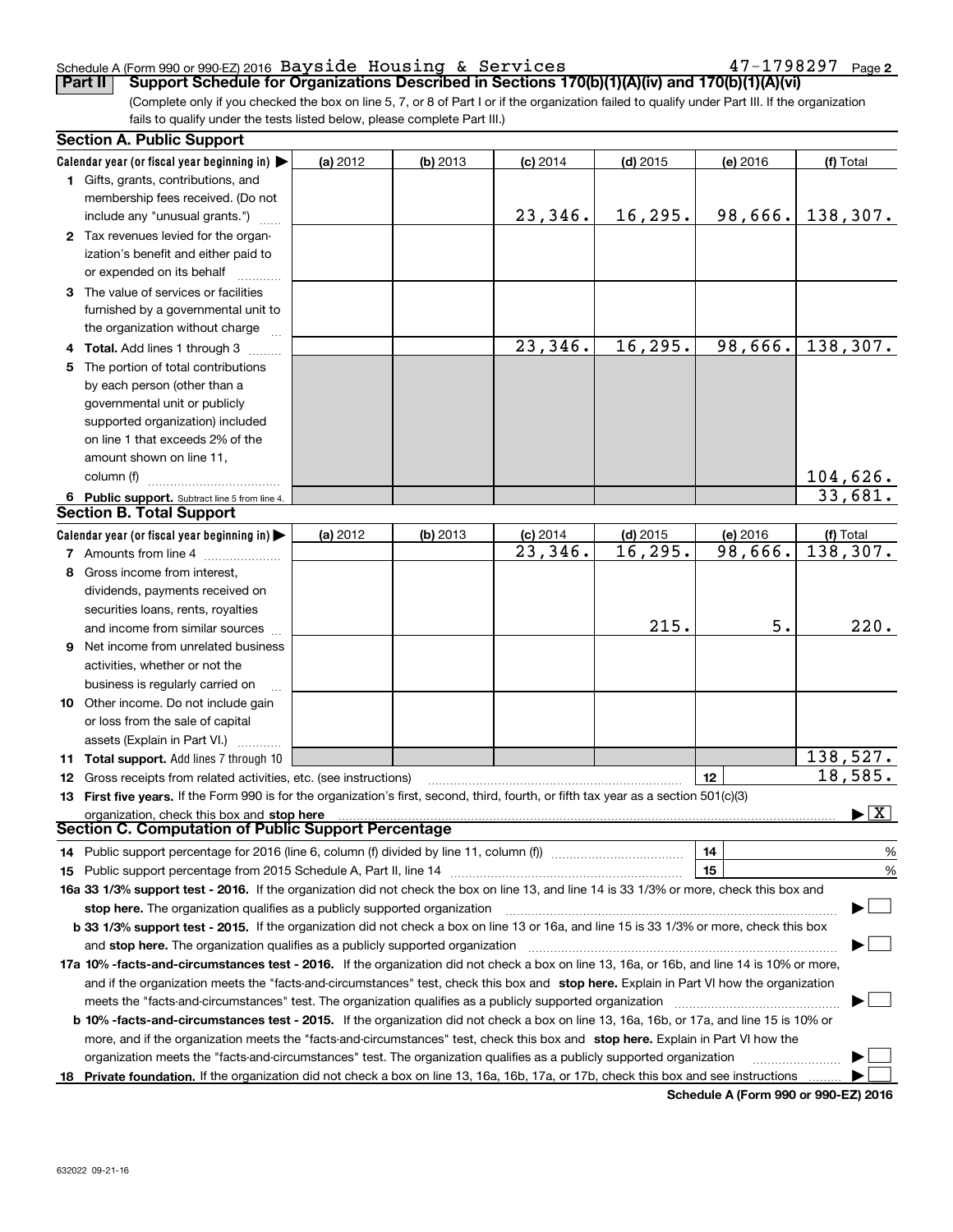Schedule A (Form 990 or 990-EZ) 2016 Bayside Housing & Services 47-1798297 Page 2

**Part II Support Schedule for Organizations Described in Sections 170(b)(1)(A)(iv) and 170(b)(1)(A)(vi)**

(Complete only if you checked the box on line 5, 7, or 8 of Part I or if the organization failed to qualify under Part III. If the organization fails to qualify under the tests listed below, please complete Part III.)

### Section A. Public Support

| Calendar year (or fiscal year beginning in) ▶ | (a) 2012 | (b) 2013 | (c) 2014 | (d) 2015 | (e) 2016 | (f) Total |
|---|---|---|---|---|---|---|
| **1** Gifts, grants, contributions, and membership fees received. (Do not include any "unusual grants.") | | | 23,346. | 16,295. | 98,666. | 138,307. |
| **2** Tax revenues levied for the organization's benefit and either paid to or expended on its behalf | | | | | | |
| **3** The value of services or facilities furnished by a governmental unit to the organization without charge | | | | | | |
| **4 Total.** Add lines 1 through 3 | | | 23,346. | 16,295. | 98,666. | 138,307. |
| **5** The portion of total contributions by each person (other than a governmental unit or publicly supported organization) included on line 1 that exceeds 2% of the amount shown on line 11, column (f) | | | | | | 104,626. |
| **6 Public support.** Subtract line 5 from line 4. | | | | | | 33,681. |

### Section B. Total Support

| Calendar year (or fiscal year beginning in) ▶ | (a) 2012 | (b) 2013 | (c) 2014 | (d) 2015 | (e) 2016 | (f) Total |
|---|---|---|---|---|---|---|
| **7** Amounts from line 4 | | | 23,346. | 16,295. | 98,666. | 138,307. |
| **8** Gross income from interest, dividends, payments received on securities loans, rents, royalties and income from similar sources | | | | 215. | 5. | 220. |
| **9** Net income from unrelated business activities, whether or not the business is regularly carried on | | | | | | |
| **10** Other income. Do not include gain or loss from the sale of capital assets (Explain in Part VI.) | | | | | | |
| **11 Total support.** Add lines 7 through 10 | | | | | | 138,527. |

**12** Gross receipts from related activities, etc. (see instructions) | 12 | 18,585.

**13 First five years.** If the Form 990 is for the organization's first, second, third, fourth, or fifth tax year as a section 501(c)(3) organization, check this box and **stop here** ▶ [X]

### Section C. Computation of Public Support Percentage

**14** Public support percentage for 2016 (line 6, column (f) divided by line 11, column (f)) | 14 | %

**15** Public support percentage from 2015 Schedule A, Part II, line 14 | 15 | %

**16a 33 1/3% support test - 2016.** If the organization did not check the box on line 13, and line 14 is 33 1/3% or more, check this box and **stop here.** The organization qualifies as a publicly supported organization ▶ [ ]

**b 33 1/3% support test - 2015.** If the organization did not check a box on line 13 or 16a, and line 15 is 33 1/3% or more, check this box and **stop here.** The organization qualifies as a publicly supported organization ▶ [ ]

**17a 10% -facts-and-circumstances test - 2016.** If the organization did not check a box on line 13, 16a, or 16b, and line 14 is 10% or more, and if the organization meets the "facts-and-circumstances" test, check this box and **stop here.** Explain in Part VI how the organization meets the "facts-and-circumstances" test. The organization qualifies as a publicly supported organization ▶ [ ]

**b 10% -facts-and-circumstances test - 2015.** If the organization did not check a box on line 13, 16a, 16b, or 17a, and line 15 is 10% or more, and if the organization meets the "facts-and-circumstances" test, check this box and **stop here.** Explain in Part VI how the organization meets the "facts-and-circumstances" test. The organization qualifies as a publicly supported organization ▶ [ ]

**18 Private foundation.** If the organization did not check a box on line 13, 16a, 16b, 17a, or 17b, check this box and see instructions ▶ [ ]

**Schedule A (Form 990 or 990-EZ) 2016**

632022 09-21-16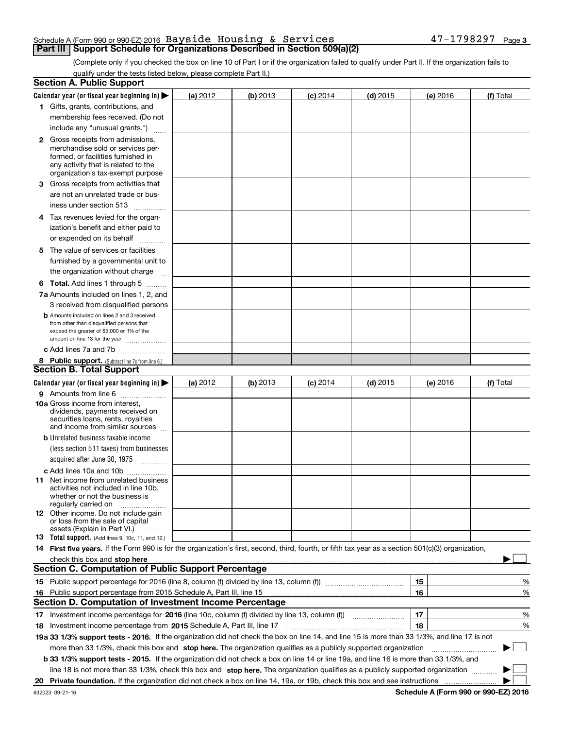Schedule A (Form 990 or 990-EZ) 2016 Bayside Housing & Services 47-1798297 Page 3

## Part III Support Schedule for Organizations Described in Section 509(a)(2)

(Complete only if you checked the box on line 10 of Part I or if the organization failed to qualify under Part II. If the organization fails to qualify under the tests listed below, please complete Part II.)

### Section A. Public Support

| Calendar year (or fiscal year beginning in) ▶ | (a) 2012 | (b) 2013 | (c) 2014 | (d) 2015 | (e) 2016 | (f) Total |
|---|---|---|---|---|---|---|
| 1 Gifts, grants, contributions, and membership fees received. (Do not include any "unusual grants.") | | | | | | |
| 2 Gross receipts from admissions, merchandise sold or services performed, or facilities furnished in any activity that is related to the organization's tax-exempt purpose | | | | | | |
| 3 Gross receipts from activities that are not an unrelated trade or business under section 513 | | | | | | |
| 4 Tax revenues levied for the organization's benefit and either paid to or expended on its behalf | | | | | | |
| 5 The value of services or facilities furnished by a governmental unit to the organization without charge | | | | | | |
| 6 Total. Add lines 1 through 5 | | | | | | |
| 7a Amounts included on lines 1, 2, and 3 received from disqualified persons | | | | | | |
| b Amounts included on lines 2 and 3 received from other than disqualified persons that exceed the greater of $5,000 or 1% of the amount on line 13 for the year | | | | | | |
| c Add lines 7a and 7b | | | | | | |
| 8 Public support. (Subtract line 7c from line 6.) | | | | | | |

### Section B. Total Support

| Calendar year (or fiscal year beginning in) ▶ | (a) 2012 | (b) 2013 | (c) 2014 | (d) 2015 | (e) 2016 | (f) Total |
|---|---|---|---|---|---|---|
| 9 Amounts from line 6 | | | | | | |
| 10a Gross income from interest, dividends, payments received on securities loans, rents, royalties and income from similar sources | | | | | | |
| b Unrelated business taxable income (less section 511 taxes) from businesses acquired after June 30, 1975 | | | | | | |
| c Add lines 10a and 10b | | | | | | |
| 11 Net income from unrelated business activities not included in line 10b, whether or not the business is regularly carried on | | | | | | |
| 12 Other income. Do not include gain or loss from the sale of capital assets (Explain in Part VI.) | | | | | | |
| 13 Total support. (Add lines 9, 10c, 11, and 12.) | | | | | | |

14 **First five years.** If the Form 990 is for the organization's first, second, third, fourth, or fifth tax year as a section 501(c)(3) organization, check this box and **stop here** ▶ ☐

### Section C. Computation of Public Support Percentage

| | | |
|---|---|---|
| 15 Public support percentage for 2016 (line 8, column (f) divided by line 13, column (f)) | 15 | % |
| 16 Public support percentage from 2015 Schedule A, Part III, line 15 | 16 | % |

### Section D. Computation of Investment Income Percentage

| | | |
|---|---|---|
| 17 Investment income percentage for **2016** (line 10c, column (f) divided by line 13, column (f)) | 17 | % |
| 18 Investment income percentage from **2015** Schedule A, Part III, line 17 | 18 | % |

**19a 33 1/3% support tests - 2016.** If the organization did not check the box on line 14, and line 15 is more than 33 1/3%, and line 17 is not more than 33 1/3%, check this box and **stop here.** The organization qualifies as a publicly supported organization ▶ ☐

**b 33 1/3% support tests - 2015.** If the organization did not check a box on line 14 or line 19a, and line 16 is more than 33 1/3%, and line 18 is not more than 33 1/3%, check this box and **stop here.** The organization qualifies as a publicly supported organization ▶ ☐

**20 Private foundation.** If the organization did not check a box on line 14, 19a, or 19b, check this box and see instructions ▶ ☐

632023 09-21-16 **Schedule A (Form 990 or 990-EZ) 2016**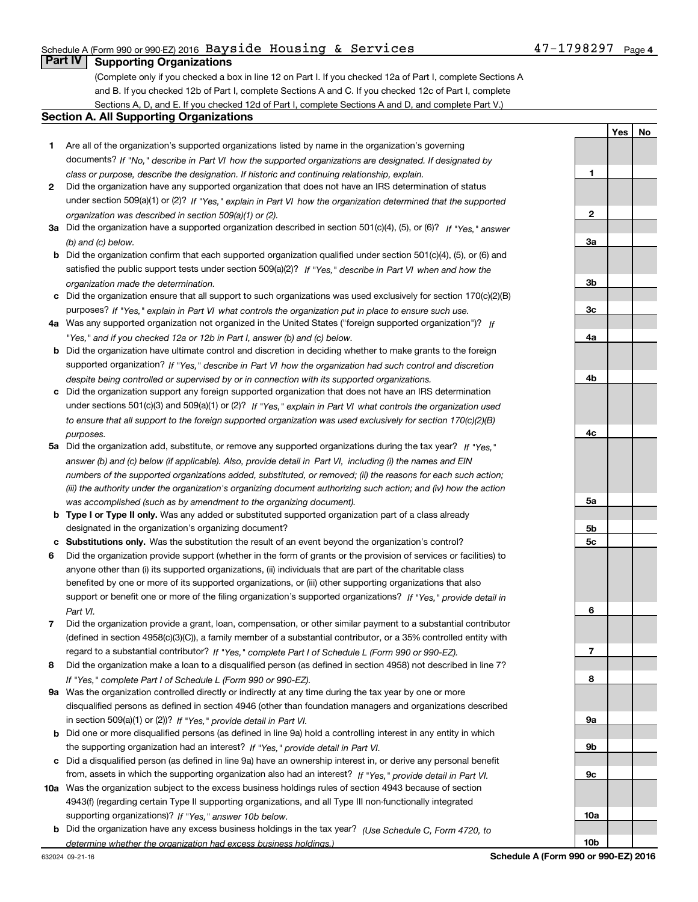Schedule A (Form 990 or 990-EZ) 2016 Bayside Housing & Services 47-1798297 Page 4

## Part IV Supporting Organizations

(Complete only if you checked a box in line 12 on Part I. If you checked 12a of Part I, complete Sections A and B. If you checked 12b of Part I, complete Sections A and C. If you checked 12c of Part I, complete Sections A, D, and E. If you checked 12d of Part I, complete Sections A and D, and complete Part V.)

### Section A. All Supporting Organizations

| | | Line | Yes | No |
|---|---|---|---|---|
| **1** | Are all of the organization's supported organizations listed by name in the organization's governing documents? *If "No," describe in Part VI how the supported organizations are designated. If designated by class or purpose, describe the designation. If historic and continuing relationship, explain.* | 1 | | |
| **2** | Did the organization have any supported organization that does not have an IRS determination of status under section 509(a)(1) or (2)? *If "Yes," explain in Part VI how the organization determined that the supported organization was described in section 509(a)(1) or (2).* | 2 | | |
| **3a** | Did the organization have a supported organization described in section 501(c)(4), (5), or (6)? *If "Yes," answer (b) and (c) below.* | 3a | | |
| **b** | Did the organization confirm that each supported organization qualified under section 501(c)(4), (5), or (6) and satisfied the public support tests under section 509(a)(2)? *If "Yes," describe in Part VI when and how the organization made the determination.* | 3b | | |
| **c** | Did the organization ensure that all support to such organizations was used exclusively for section 170(c)(2)(B) purposes? *If "Yes," explain in Part VI what controls the organization put in place to ensure such use.* | 3c | | |
| **4a** | Was any supported organization not organized in the United States ("foreign supported organization")? *If "Yes," and if you checked 12a or 12b in Part I, answer (b) and (c) below.* | 4a | | |
| **b** | Did the organization have ultimate control and discretion in deciding whether to make grants to the foreign supported organization? *If "Yes," describe in Part VI how the organization had such control and discretion despite being controlled or supervised by or in connection with its supported organizations.* | 4b | | |
| **c** | Did the organization support any foreign supported organization that does not have an IRS determination under sections 501(c)(3) and 509(a)(1) or (2)? *If "Yes," explain in Part VI what controls the organization used to ensure that all support to the foreign supported organization was used exclusively for section 170(c)(2)(B) purposes.* | 4c | | |
| **5a** | Did the organization add, substitute, or remove any supported organizations during the tax year? *If "Yes," answer (b) and (c) below (if applicable). Also, provide detail in Part VI, including (i) the names and EIN numbers of the supported organizations added, substituted, or removed; (ii) the reasons for each such action; (iii) the authority under the organization's organizing document authorizing such action; and (iv) how the action was accomplished (such as by amendment to the organizing document).* | 5a | | |
| **b** | **Type I or Type II only.** Was any added or substituted supported organization part of a class already designated in the organization's organizing document? | 5b | | |
| **c** | **Substitutions only.** Was the substitution the result of an event beyond the organization's control? | 5c | | |
| **6** | Did the organization provide support (whether in the form of grants or the provision of services or facilities) to anyone other than (i) its supported organizations, (ii) individuals that are part of the charitable class benefited by one or more of its supported organizations, or (iii) other supporting organizations that also support or benefit one or more of the filing organization's supported organizations? *If "Yes," provide detail in Part VI.* | 6 | | |
| **7** | Did the organization provide a grant, loan, compensation, or other similar payment to a substantial contributor (defined in section 4958(c)(3)(C)), a family member of a substantial contributor, or a 35% controlled entity with regard to a substantial contributor? *If "Yes," complete Part I of Schedule L (Form 990 or 990-EZ).* | 7 | | |
| **8** | Did the organization make a loan to a disqualified person (as defined in section 4958) not described in line 7? *If "Yes," complete Part I of Schedule L (Form 990 or 990-EZ).* | 8 | | |
| **9a** | Was the organization controlled directly or indirectly at any time during the tax year by one or more disqualified persons as defined in section 4946 (other than foundation managers and organizations described in section 509(a)(1) or (2))? *If "Yes," provide detail in Part VI.* | 9a | | |
| **b** | Did one or more disqualified persons (as defined in line 9a) hold a controlling interest in any entity in which the supporting organization had an interest? *If "Yes," provide detail in Part VI.* | 9b | | |
| **c** | Did a disqualified person (as defined in line 9a) have an ownership interest in, or derive any personal benefit from, assets in which the supporting organization also had an interest? *If "Yes," provide detail in Part VI.* | 9c | | |
| **10a** | Was the organization subject to the excess business holdings rules of section 4943 because of section 4943(f) (regarding certain Type II supporting organizations, and all Type III non-functionally integrated supporting organizations)? *If "Yes," answer 10b below.* | 10a | | |
| **b** | Did the organization have any excess business holdings in the tax year? *(Use Schedule C, Form 4720, to determine whether the organization had excess business holdings.)* | 10b | | |

632024 09-21-16 **Schedule A (Form 990 or 990-EZ) 2016**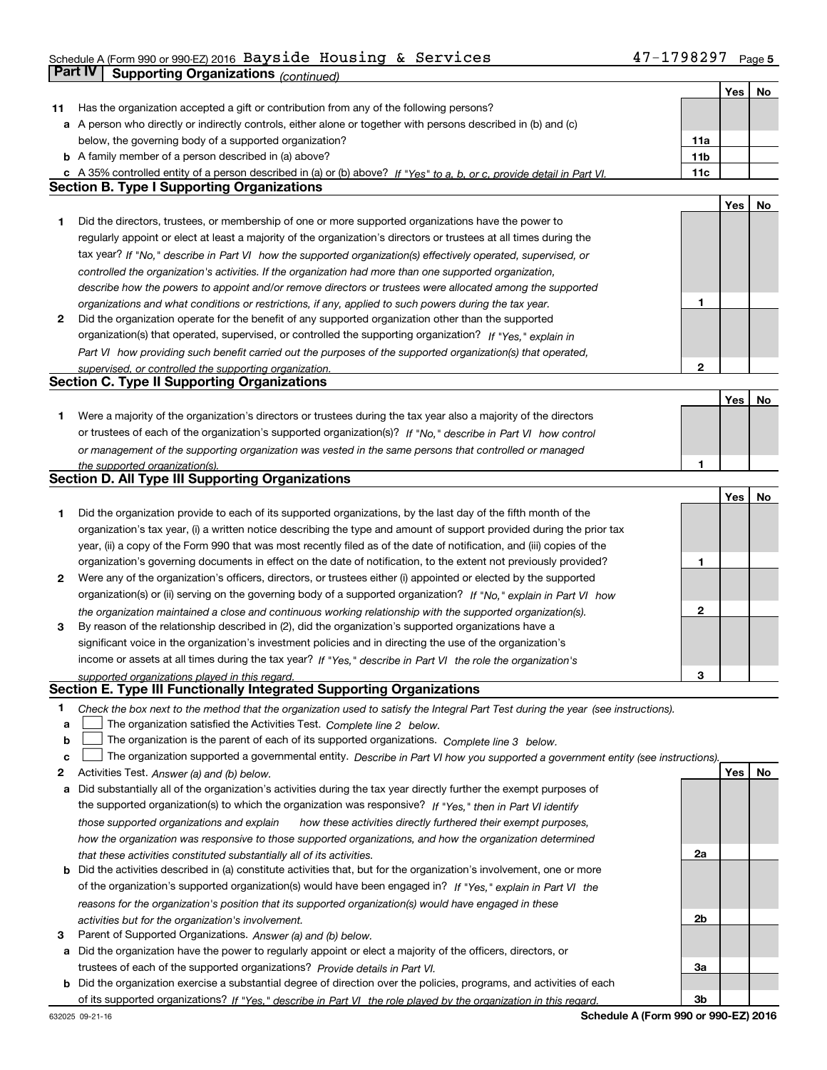Schedule A (Form 990 or 990-EZ) 2016 Bayside Housing & Services 47-1798297 Page 5

## Part IV Supporting Organizations *(continued)*

| | | | Yes | No |
|---|---|---|---|---|
| 11 | Has the organization accepted a gift or contribution from any of the following persons? | | | |
| a | A person who directly or indirectly controls, either alone or together with persons described in (b) and (c) below, the governing body of a supported organization? | 11a | | |
| b | A family member of a person described in (a) above? | 11b | | |
| c | A 35% controlled entity of a person described in (a) or (b) above? *If "Yes" to a, b, or c, provide detail in Part VI.* | 11c | | |

### Section B. Type I Supporting Organizations

| | | | Yes | No |
|---|---|---|---|---|
| 1 | Did the directors, trustees, or membership of one or more supported organizations have the power to regularly appoint or elect at least a majority of the organization's directors or trustees at all times during the tax year? *If "No," describe in Part VI how the supported organization(s) effectively operated, supervised, or controlled the organization's activities. If the organization had more than one supported organization, describe how the powers to appoint and/or remove directors or trustees were allocated among the supported organizations and what conditions or restrictions, if any, applied to such powers during the tax year.* | 1 | | |
| 2 | Did the organization operate for the benefit of any supported organization other than the supported organization(s) that operated, supervised, or controlled the supporting organization? *If "Yes," explain in Part VI how providing such benefit carried out the purposes of the supported organization(s) that operated, supervised, or controlled the supporting organization.* | 2 | | |

### Section C. Type II Supporting Organizations

| | | | Yes | No |
|---|---|---|---|---|
| 1 | Were a majority of the organization's directors or trustees during the tax year also a majority of the directors or trustees of each of the organization's supported organization(s)? *If "No," describe in Part VI how control or management of the supporting organization was vested in the same persons that controlled or managed the supported organization(s).* | 1 | | |

### Section D. All Type III Supporting Organizations

| | | | Yes | No |
|---|---|---|---|---|
| 1 | Did the organization provide to each of its supported organizations, by the last day of the fifth month of the organization's tax year, (i) a written notice describing the type and amount of support provided during the prior tax year, (ii) a copy of the Form 990 that was most recently filed as of the date of notification, and (iii) copies of the organization's governing documents in effect on the date of notification, to the extent not previously provided? | 1 | | |
| 2 | Were any of the organization's officers, directors, or trustees either (i) appointed or elected by the supported organization(s) or (ii) serving on the governing body of a supported organization? *If "No," explain in Part VI how the organization maintained a close and continuous working relationship with the supported organization(s).* | 2 | | |
| 3 | By reason of the relationship described in (2), did the organization's supported organizations have a significant voice in the organization's investment policies and in directing the use of the organization's income or assets at all times during the tax year? *If "Yes," describe in Part VI the role the organization's supported organizations played in this regard.* | 3 | | |

### Section E. Type III Functionally Integrated Supporting Organizations

1 *Check the box next to the method that the organization used to satisfy the Integral Part Test during the year (see instructions).*

a ☐ The organization satisfied the Activities Test. *Complete line 2 below.*

b ☐ The organization is the parent of each of its supported organizations. *Complete line 3 below.*

c ☐ The organization supported a governmental entity. *Describe in Part VI how you supported a government entity (see instructions).*

| | | | Yes | No |
|---|---|---|---|---|
| 2 | Activities Test. *Answer (a) and (b) below.* | | | |
| a | Did substantially all of the organization's activities during the tax year directly further the exempt purposes of the supported organization(s) to which the organization was responsive? *If "Yes," then in Part VI identify those supported organizations and explain how these activities directly furthered their exempt purposes, how the organization was responsive to those supported organizations, and how the organization determined that these activities constituted substantially all of its activities.* | 2a | | |
| b | Did the activities described in (a) constitute activities that, but for the organization's involvement, one or more of the organization's supported organization(s) would have been engaged in? *If "Yes," explain in Part VI the reasons for the organization's position that its supported organization(s) would have engaged in these activities but for the organization's involvement.* | 2b | | |
| 3 | Parent of Supported Organizations. *Answer (a) and (b) below.* | | | |
| a | Did the organization have the power to regularly appoint or elect a majority of the officers, directors, or trustees of each of the supported organizations? *Provide details in Part VI.* | 3a | | |
| b | Did the organization exercise a substantial degree of direction over the policies, programs, and activities of each of its supported organizations? *If "Yes," describe in Part VI the role played by the organization in this regard.* | 3b | | |

632025 09-21-16 **Schedule A (Form 990 or 990-EZ) 2016**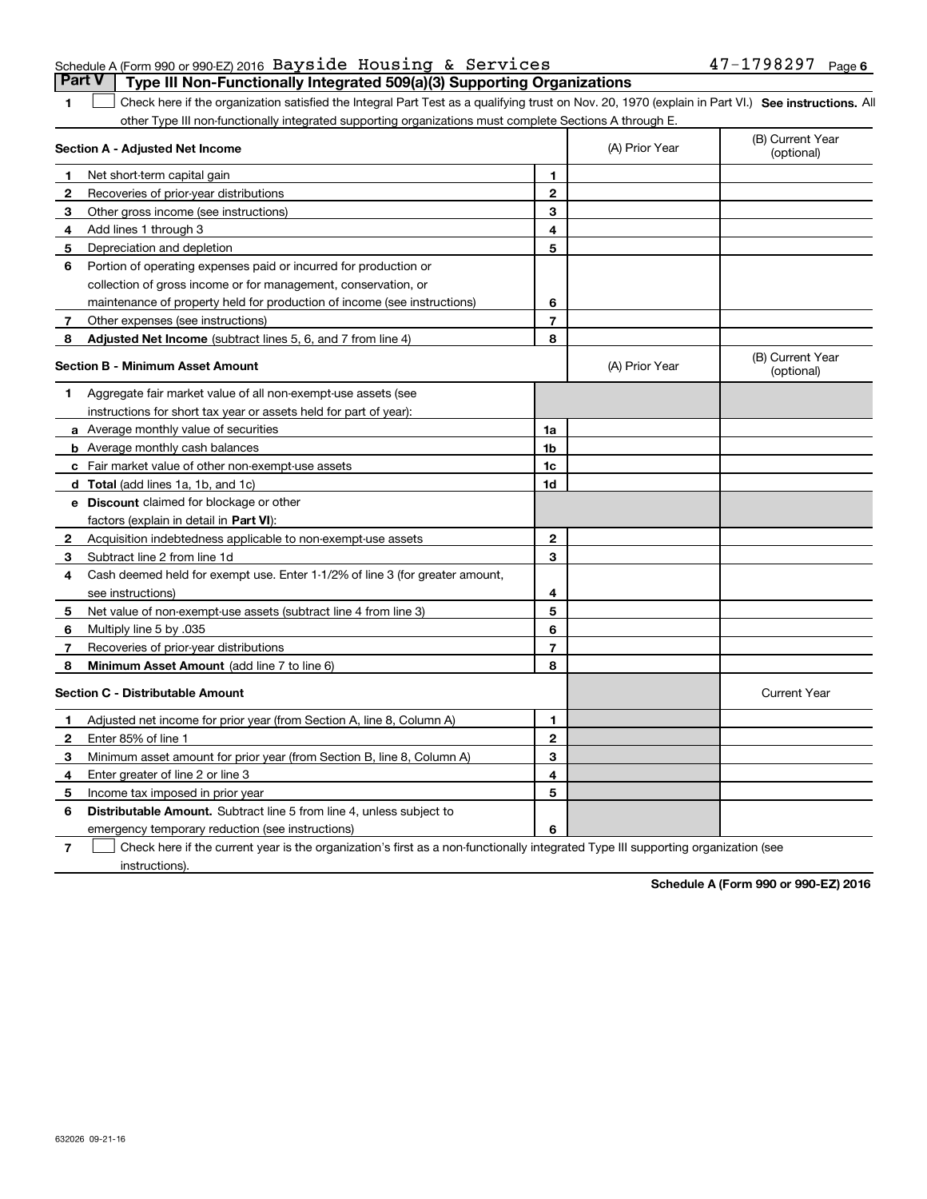Schedule A (Form 990 or 990-EZ) 2016 Bayside Housing & Services 47-1798297 Page 6

## Part V Type III Non-Functionally Integrated 509(a)(3) Supporting Organizations

**1** ☐ Check here if the organization satisfied the Integral Part Test as a qualifying trust on Nov. 20, 1970 (explain in Part VI.) **See instructions.** All other Type III non-functionally integrated supporting organizations must complete Sections A through E.

| Section A - Adjusted Net Income | | | (A) Prior Year | (B) Current Year (optional) |
|---|---|---|---|---|
| 1 | Net short-term capital gain | 1 | | |
| 2 | Recoveries of prior-year distributions | 2 | | |
| 3 | Other gross income (see instructions) | 3 | | |
| 4 | Add lines 1 through 3 | 4 | | |
| 5 | Depreciation and depletion | 5 | | |
| 6 | Portion of operating expenses paid or incurred for production or collection of gross income or for management, conservation, or maintenance of property held for production of income (see instructions) | 6 | | |
| 7 | Other expenses (see instructions) | 7 | | |
| 8 | **Adjusted Net Income** (subtract lines 5, 6, and 7 from line 4) | 8 | | |

| Section B - Minimum Asset Amount | | | (A) Prior Year | (B) Current Year (optional) |
|---|---|---|---|---|
| 1 | Aggregate fair market value of all non-exempt-use assets (see instructions for short tax year or assets held for part of year): | | | |
| a | Average monthly value of securities | 1a | | |
| b | Average monthly cash balances | 1b | | |
| c | Fair market value of other non-exempt-use assets | 1c | | |
| d | **Total** (add lines 1a, 1b, and 1c) | 1d | | |
| e | **Discount** claimed for blockage or other factors (explain in detail in **Part VI**): | | | |
| 2 | Acquisition indebtedness applicable to non-exempt-use assets | 2 | | |
| 3 | Subtract line 2 from line 1d | 3 | | |
| 4 | Cash deemed held for exempt use. Enter 1-1/2% of line 3 (for greater amount, see instructions) | 4 | | |
| 5 | Net value of non-exempt-use assets (subtract line 4 from line 3) | 5 | | |
| 6 | Multiply line 5 by .035 | 6 | | |
| 7 | Recoveries of prior-year distributions | 7 | | |
| 8 | **Minimum Asset Amount** (add line 7 to line 6) | 8 | | |

| Section C - Distributable Amount | | | | Current Year |
|---|---|---|---|---|
| 1 | Adjusted net income for prior year (from Section A, line 8, Column A) | 1 | | |
| 2 | Enter 85% of line 1 | 2 | | |
| 3 | Minimum asset amount for prior year (from Section B, line 8, Column A) | 3 | | |
| 4 | Enter greater of line 2 or line 3 | 4 | | |
| 5 | Income tax imposed in prior year | 5 | | |
| 6 | **Distributable Amount.** Subtract line 5 from line 4, unless subject to emergency temporary reduction (see instructions) | 6 | | |

**7** ☐ Check here if the current year is the organization's first as a non-functionally integrated Type III supporting organization (see instructions).

**Schedule A (Form 990 or 990-EZ) 2016**

632026 09-21-16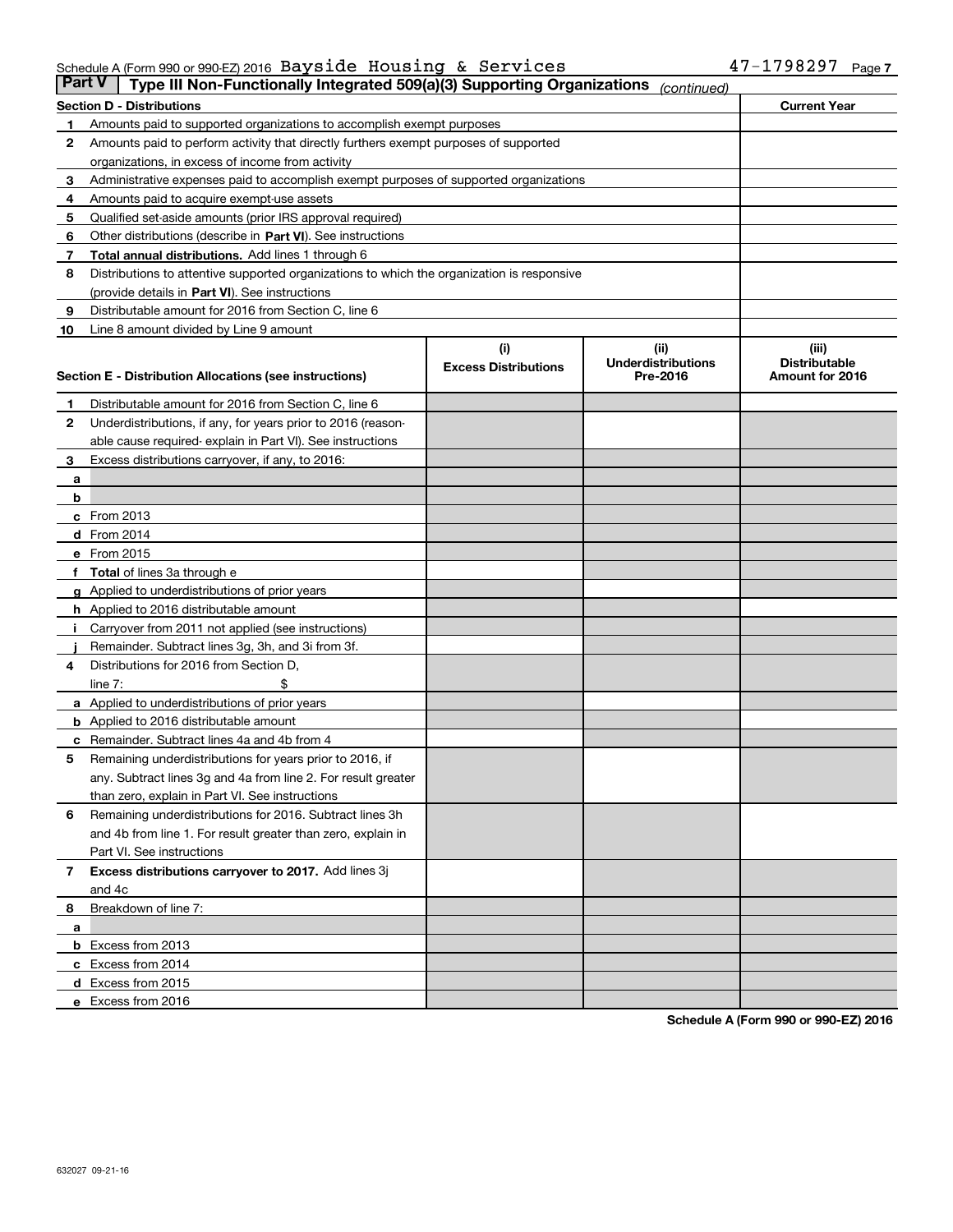Schedule A (Form 990 or 990-EZ) 2016 Bayside Housing & Services 47-1798297

## Part V | Type III Non-Functionally Integrated 509(a)(3) Supporting Organizations *(continued)*

| Section D - Distributions | | Current Year |
|---|---|---|
| 1 | Amounts paid to supported organizations to accomplish exempt purposes | |
| 2 | Amounts paid to perform activity that directly furthers exempt purposes of supported organizations, in excess of income from activity | |
| 3 | Administrative expenses paid to accomplish exempt purposes of supported organizations | |
| 4 | Amounts paid to acquire exempt-use assets | |
| 5 | Qualified set-aside amounts (prior IRS approval required) | |
| 6 | Other distributions (describe in **Part VI**). See instructions | |
| 7 | **Total annual distributions.** Add lines 1 through 6 | |
| 8 | Distributions to attentive supported organizations to which the organization is responsive (provide details in **Part VI**). See instructions | |
| 9 | Distributable amount for 2016 from Section C, line 6 | |
| 10 | Line 8 amount divided by Line 9 amount | |

| Section E - Distribution Allocations (see instructions) | | (i) Excess Distributions | (ii) Underdistributions Pre-2016 | (iii) Distributable Amount for 2016 |
|---|---|---|---|---|
| 1 | Distributable amount for 2016 from Section C, line 6 | | | |
| 2 | Underdistributions, if any, for years prior to 2016 (reasonable cause required- explain in Part VI). See instructions | | | |
| 3 | Excess distributions carryover, if any, to 2016: | | | |
| a | | | | |
| b | | | | |
| c | From 2013 | | | |
| d | From 2014 | | | |
| e | From 2015 | | | |
| f | **Total** of lines 3a through e | | | |
| g | Applied to underdistributions of prior years | | | |
| h | Applied to 2016 distributable amount | | | |
| i | Carryover from 2011 not applied (see instructions) | | | |
| j | Remainder. Subtract lines 3g, 3h, and 3i from 3f. | | | |
| 4 | Distributions for 2016 from Section D, line 7: $ | | | |
| a | Applied to underdistributions of prior years | | | |
| b | Applied to 2016 distributable amount | | | |
| c | Remainder. Subtract lines 4a and 4b from 4 | | | |
| 5 | Remaining underdistributions for years prior to 2016, if any. Subtract lines 3g and 4a from line 2. For result greater than zero, explain in Part VI. See instructions | | | |
| 6 | Remaining underdistributions for 2016. Subtract lines 3h and 4b from line 1. For result greater than zero, explain in Part VI. See instructions | | | |
| 7 | **Excess distributions carryover to 2017.** Add lines 3j and 4c | | | |
| 8 | Breakdown of line 7: | | | |
| a | | | | |
| b | Excess from 2013 | | | |
| c | Excess from 2014 | | | |
| d | Excess from 2015 | | | |
| e | Excess from 2016 | | | |

**Schedule A (Form 990 or 990-EZ) 2016**

632027 09-21-16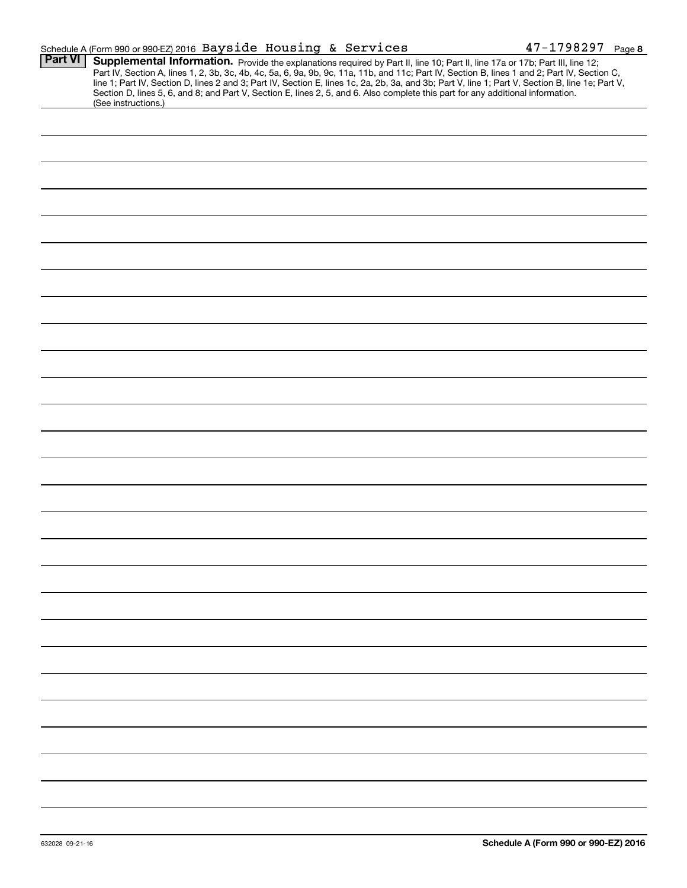Schedule A (Form 990 or 990-EZ) 2016 Bayside Housing & Services 47-1798297 Page 8

**Part VI** **Supplemental Information.** Provide the explanations required by Part II, line 10; Part II, line 17a or 17b; Part III, line 12; Part IV, Section A, lines 1, 2, 3b, 3c, 4b, 4c, 5a, 6, 9a, 9b, 9c, 11a, 11b, and 11c; Part IV, Section B, lines 1 and 2; Part IV, Section C, line 1; Part IV, Section D, lines 2 and 3; Part IV, Section E, lines 1c, 2a, 2b, 3a, and 3b; Part V, line 1; Part V, Section B, line 1e; Part V, Section D, lines 5, 6, and 8; and Part V, Section E, lines 2, 5, and 6. Also complete this part for any additional information. (See instructions.)

632028 09-21-16

**Schedule A (Form 990 or 990-EZ) 2016**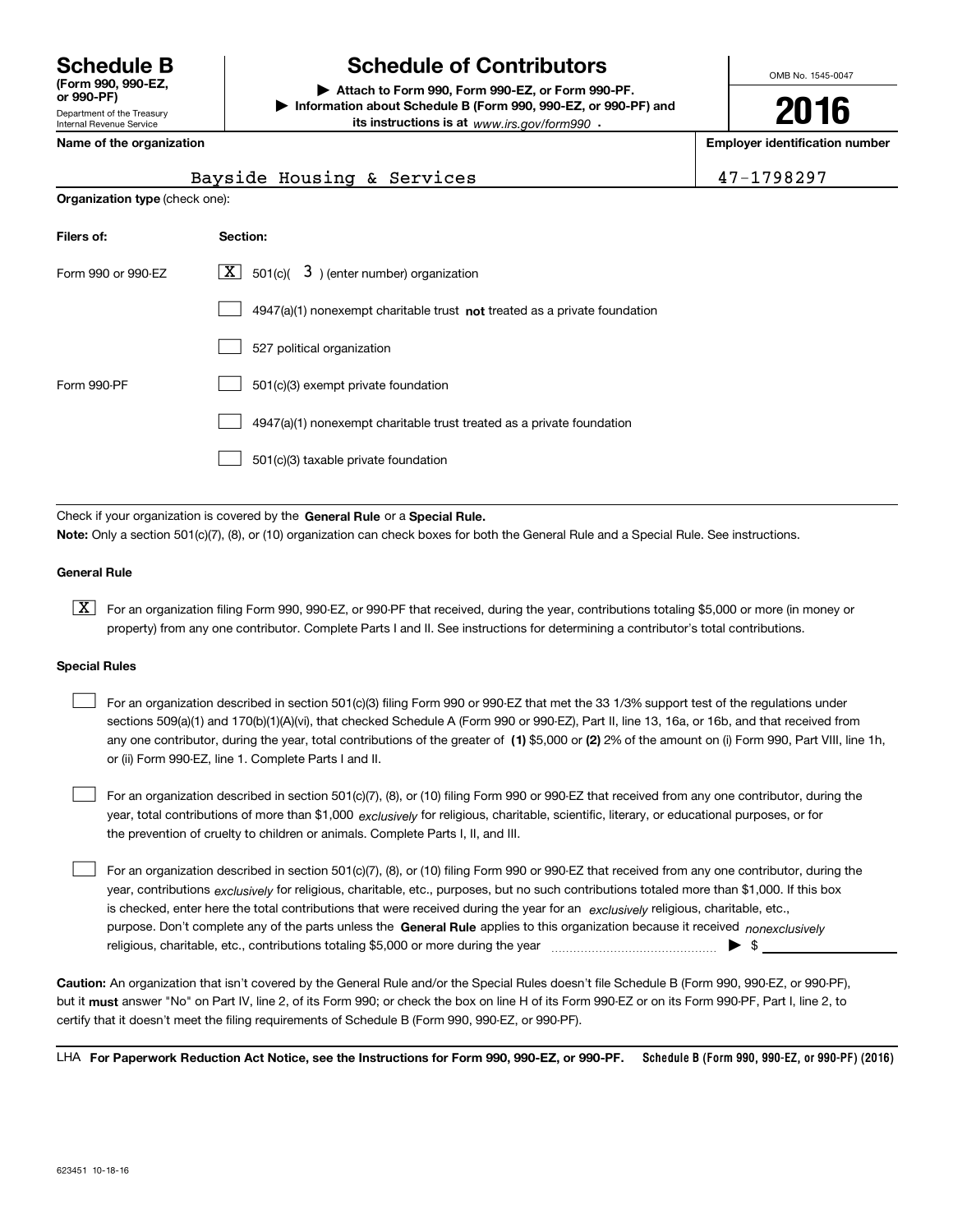# Schedule B

**(Form 990, 990-EZ, or 990-PF)**

Department of the Treasury
Internal Revenue Service

# Schedule of Contributors

**▶ Attach to Form 990, Form 990-EZ, or Form 990-PF.**
**▶ Information about Schedule B (Form 990, 990-EZ, or 990-PF) and its instructions is at** *www.irs.gov/form990* **.**

OMB No. 1545-0047

**2016**

**Name of the organization**

Bayside Housing & Services

**Employer identification number**

47-1798297

**Organization type** (check one):

| **Filers of:** | **Section:** |
|---|---|
| Form 990 or 990-EZ | [X] 501(c)( 3 ) (enter number) organization |
| | [ ] 4947(a)(1) nonexempt charitable trust **not** treated as a private foundation |
| | [ ] 527 political organization |
| Form 990-PF | [ ] 501(c)(3) exempt private foundation |
| | [ ] 4947(a)(1) nonexempt charitable trust treated as a private foundation |
| | [ ] 501(c)(3) taxable private foundation |

Check if your organization is covered by the **General Rule** or a **Special Rule.**

**Note:** Only a section 501(c)(7), (8), or (10) organization can check boxes for both the General Rule and a Special Rule. See instructions.

**General Rule**

[X] For an organization filing Form 990, 990-EZ, or 990-PF that received, during the year, contributions totaling $5,000 or more (in money or property) from any one contributor. Complete Parts I and II. See instructions for determining a contributor's total contributions.

**Special Rules**

[ ] For an organization described in section 501(c)(3) filing Form 990 or 990-EZ that met the 33 1/3% support test of the regulations under sections 509(a)(1) and 170(b)(1)(A)(vi), that checked Schedule A (Form 990 or 990-EZ), Part II, line 13, 16a, or 16b, and that received from any one contributor, during the year, total contributions of the greater of **(1)** $5,000 or **(2)** 2% of the amount on (i) Form 990, Part VIII, line 1h, or (ii) Form 990-EZ, line 1. Complete Parts I and II.

[ ] For an organization described in section 501(c)(7), (8), or (10) filing Form 990 or 990-EZ that received from any one contributor, during the year, total contributions of more than $1,000 *exclusively* for religious, charitable, scientific, literary, or educational purposes, or for the prevention of cruelty to children or animals. Complete Parts I, II, and III.

[ ] For an organization described in section 501(c)(7), (8), or (10) filing Form 990 or 990-EZ that received from any one contributor, during the year, contributions *exclusively* for religious, charitable, etc., purposes, but no such contributions totaled more than $1,000. If this box is checked, enter here the total contributions that were received during the year for an *exclusively* religious, charitable, etc., purpose. Don't complete any of the parts unless the **General Rule** applies to this organization because it received *nonexclusively* religious, charitable, etc., contributions totaling $5,000 or more during the year ▶ $

**Caution:** An organization that isn't covered by the General Rule and/or the Special Rules doesn't file Schedule B (Form 990, 990-EZ, or 990-PF), but it **must** answer "No" on Part IV, line 2, of its Form 990; or check the box on line H of its Form 990-EZ or on its Form 990-PF, Part I, line 2, to certify that it doesn't meet the filing requirements of Schedule B (Form 990, 990-EZ, or 990-PF).

LHA **For Paperwork Reduction Act Notice, see the Instructions for Form 990, 990-EZ, or 990-PF.** **Schedule B (Form 990, 990-EZ, or 990-PF) (2016)**

623451 10-18-16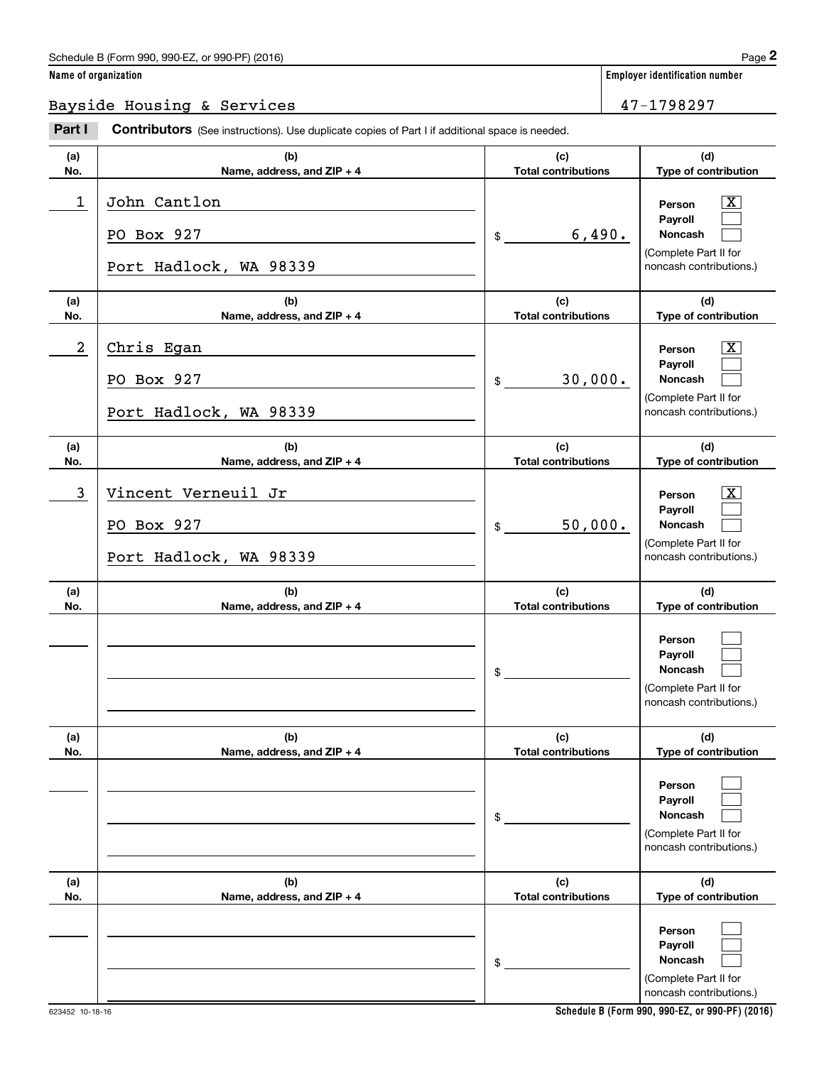Schedule B (Form 990, 990-EZ, or 990-PF) (2016)

**Name of organization**

Bayside Housing & Services

**Employer identification number**

47-1798297

**Part I** **Contributors** (See instructions). Use duplicate copies of Part I if additional space is needed.

| (a) No. | (b) Name, address, and ZIP + 4 | (c) Total contributions | (d) Type of contribution |
|---|---|---|---|
| 1 | John Cantlon<br>PO Box 927<br>Port Hadlock, WA 98339 | $ 6,490. | Person [X]<br>Payroll [ ]<br>Noncash [ ]<br>(Complete Part II for noncash contributions.) |
| 2 | Chris Egan<br>PO Box 927<br>Port Hadlock, WA 98339 | $ 30,000. | Person [X]<br>Payroll [ ]<br>Noncash [ ]<br>(Complete Part II for noncash contributions.) |
| 3 | Vincent Verneuil Jr<br>PO Box 927<br>Port Hadlock, WA 98339 | $ 50,000. | Person [X]<br>Payroll [ ]<br>Noncash [ ]<br>(Complete Part II for noncash contributions.) |
| | | $ | Person [ ]<br>Payroll [ ]<br>Noncash [ ]<br>(Complete Part II for noncash contributions.) |
| | | $ | Person [ ]<br>Payroll [ ]<br>Noncash [ ]<br>(Complete Part II for noncash contributions.) |
| | | $ | Person [ ]<br>Payroll [ ]<br>Noncash [ ]<br>(Complete Part II for noncash contributions.) |

623452 10-18-16

Schedule B (Form 990, 990-EZ, or 990-PF) (2016)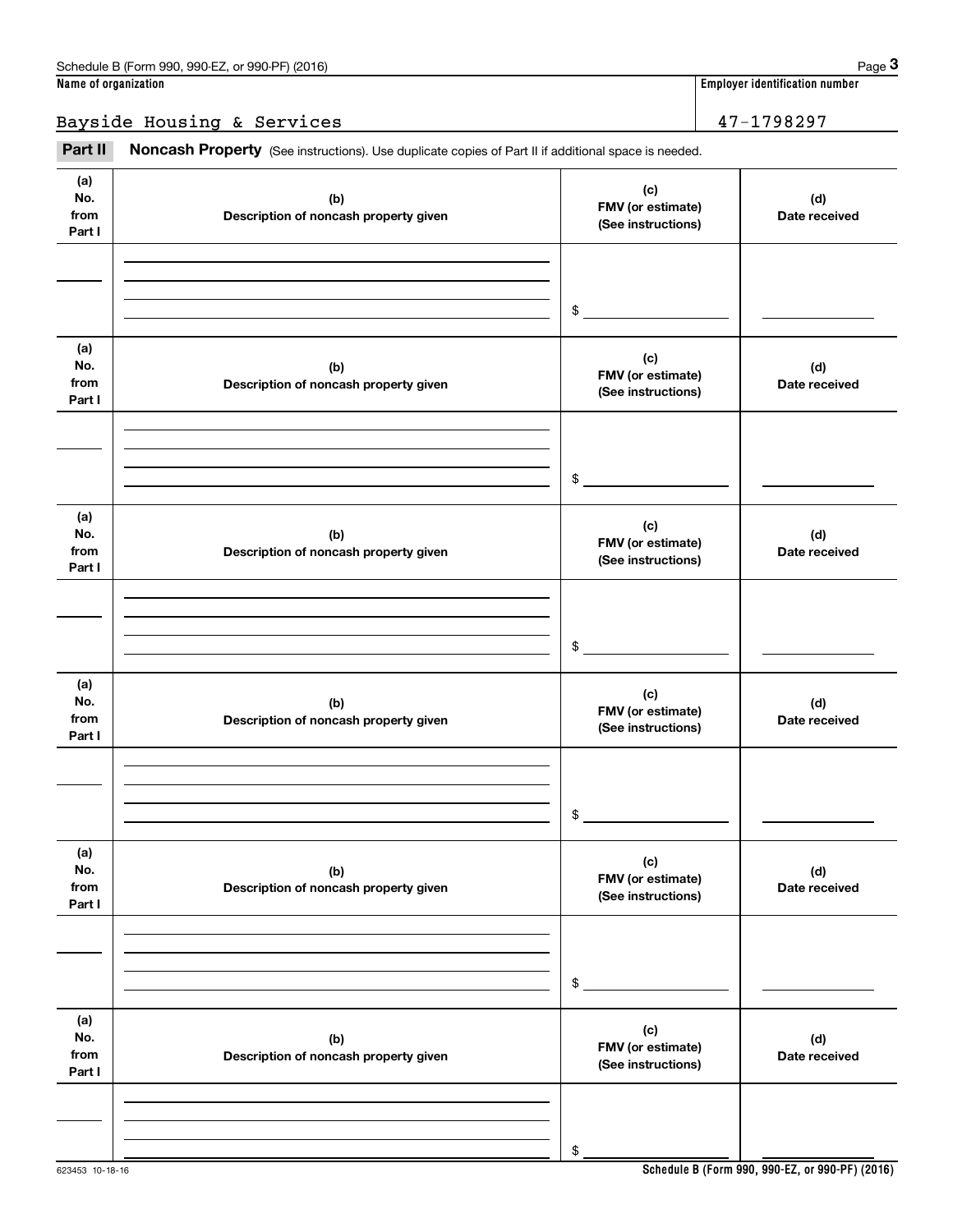**Name of organization**

Bayside Housing & Services

**Employer identification number**

47-1798297

## Part II Noncash Property (See instructions). Use duplicate copies of Part II if additional space is needed.

| (a) No. from Part I | (b) Description of noncash property given | (c) FMV (or estimate) (See instructions) | (d) Date received |
|---|---|---|---|
| | | $ | |

| (a) No. from Part I | (b) Description of noncash property given | (c) FMV (or estimate) (See instructions) | (d) Date received |
|---|---|---|---|
| | | $ | |

| (a) No. from Part I | (b) Description of noncash property given | (c) FMV (or estimate) (See instructions) | (d) Date received |
|---|---|---|---|
| | | $ | |

| (a) No. from Part I | (b) Description of noncash property given | (c) FMV (or estimate) (See instructions) | (d) Date received |
|---|---|---|---|
| | | $ | |

| (a) No. from Part I | (b) Description of noncash property given | (c) FMV (or estimate) (See instructions) | (d) Date received |
|---|---|---|---|
| | | $ | |

| (a) No. from Part I | (b) Description of noncash property given | (c) FMV (or estimate) (See instructions) | (d) Date received |
|---|---|---|---|
| | | $ | |

623453 10-18-16

**Schedule B (Form 990, 990-EZ, or 990-PF) (2016)**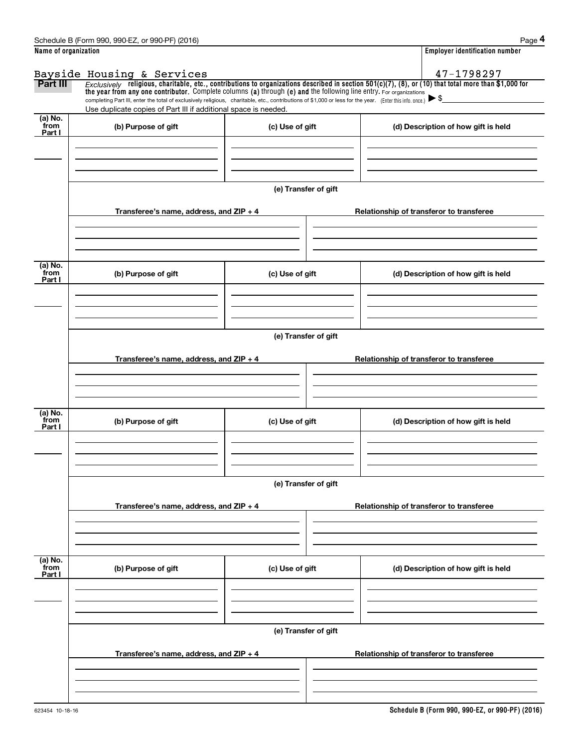**Name of organization**

Bayside Housing & Services

**Employer identification number**

47-1798297

**Part III** *Exclusively* **religious, charitable, etc., contributions to organizations described in section 501(c)(7), (8), or (10) that total more than $1,000 for the year from any one contributor.** Complete columns **(a)** through **(e)** and the following line entry. For organizations completing Part III, enter the total of exclusively religious, charitable, etc., contributions of $1,000 or less for the year. (Enter this info. once.) ▶ $

Use duplicate copies of Part III if additional space is needed.

| (a) No. from Part I | (b) Purpose of gift | (c) Use of gift | (d) Description of how gift is held |
|---|---|---|---|
| | | | |

**(e) Transfer of gift**

| Transferee's name, address, and ZIP + 4 | Relationship of transferor to transferee |
|---|---|
| | |

| (a) No. from Part I | (b) Purpose of gift | (c) Use of gift | (d) Description of how gift is held |
|---|---|---|---|
| | | | |

**(e) Transfer of gift**

| Transferee's name, address, and ZIP + 4 | Relationship of transferor to transferee |
|---|---|
| | |

| (a) No. from Part I | (b) Purpose of gift | (c) Use of gift | (d) Description of how gift is held |
|---|---|---|---|
| | | | |

**(e) Transfer of gift**

| Transferee's name, address, and ZIP + 4 | Relationship of transferor to transferee |
|---|---|
| | |

| (a) No. from Part I | (b) Purpose of gift | (c) Use of gift | (d) Description of how gift is held |
|---|---|---|---|
| | | | |

**(e) Transfer of gift**

| Transferee's name, address, and ZIP + 4 | Relationship of transferor to transferee |
|---|---|
| | |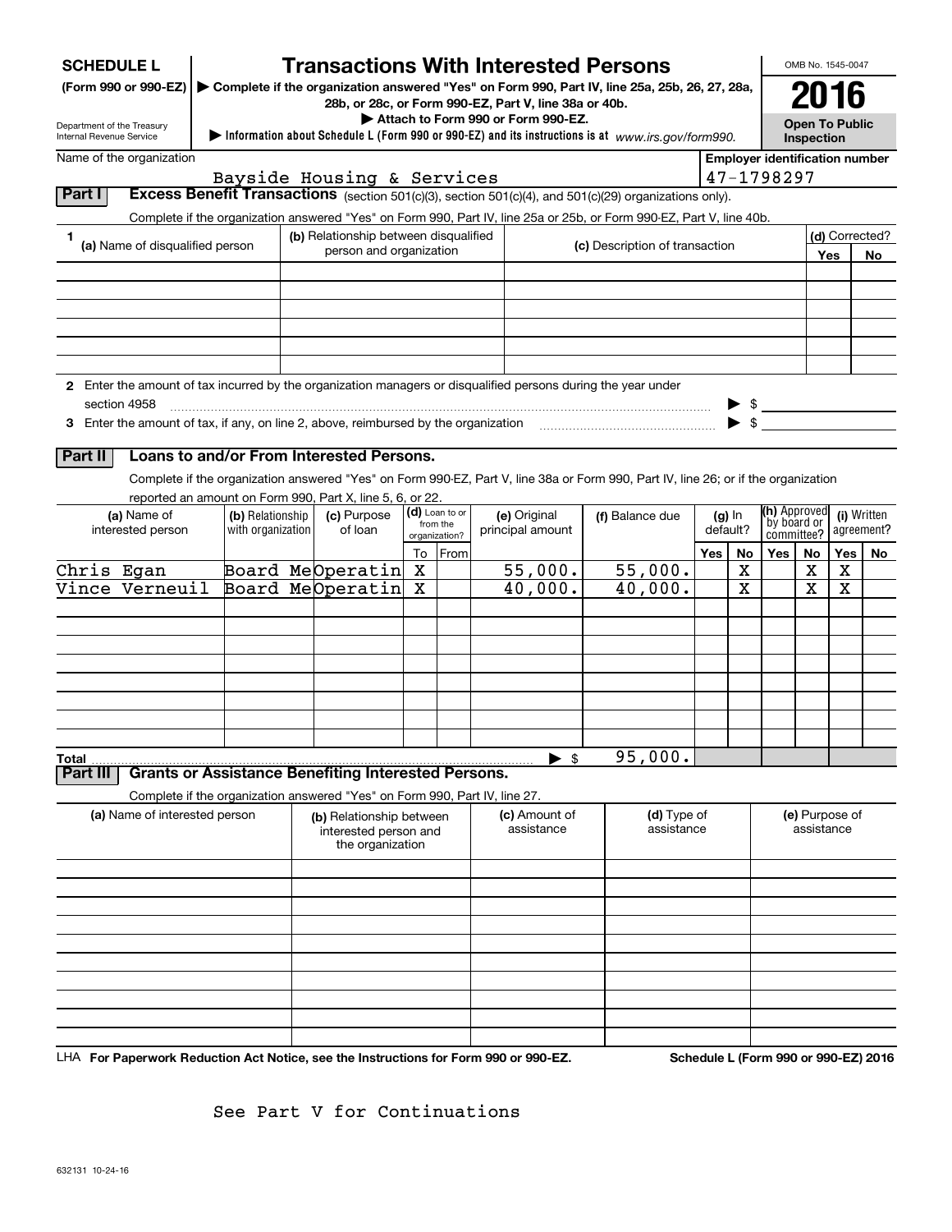**SCHEDULE L**
**(Form 990 or 990-EZ)**

Department of the Treasury
Internal Revenue Service

# Transactions With Interested Persons

▶ Complete if the organization answered "Yes" on Form 990, Part IV, line 25a, 25b, 26, 27, 28a, 28b, or 28c, or Form 990-EZ, Part V, line 38a or 40b.
▶ Attach to Form 990 or Form 990-EZ.
▶ Information about Schedule L (Form 990 or 990-EZ) and its instructions is at www.irs.gov/form990.

OMB No. 1545-0047
**2016**
**Open To Public Inspection**

Name of the organization: Bayside Housing & Services
Employer identification number: 47-1798297

## Part I Excess Benefit Transactions (section 501(c)(3), section 501(c)(4), and 501(c)(29) organizations only).

Complete if the organization answered "Yes" on Form 990, Part IV, line 25a or 25b, or Form 990-EZ, Part V, line 40b.

| 1 (a) Name of disqualified person | (b) Relationship between disqualified person and organization | (c) Description of transaction | (d) Corrected? Yes | No |
|---|---|---|---|---|
| | | | | |
| | | | | |
| | | | | |
| | | | | |
| | | | | |

**2** Enter the amount of tax incurred by the organization managers or disqualified persons during the year under section 4958 ▶ $

**3** Enter the amount of tax, if any, on line 2, above, reimbursed by the organization ▶ $

## Part II Loans to and/or From Interested Persons.

Complete if the organization answered "Yes" on Form 990-EZ, Part V, line 38a or Form 990, Part IV, line 26; or if the organization reported an amount on Form 990, Part X, line 5, 6, or 22.

| (a) Name of interested person | (b) Relationship with organization | (c) Purpose of loan | (d) Loan to or from the organization? To | From | (e) Original principal amount | (f) Balance due | (g) In default? Yes | No | (h) Approved by board or committee? Yes | No | (i) Written agreement? Yes | No |
|---|---|---|---|---|---|---|---|---|---|---|---|---|
| Chris Egan | Board Me | Operatin | X | | 55,000. | 55,000. | | X | | X | X | |
| Vince Verneuil | Board Me | Operatin | X | | 40,000. | 40,000. | | X | | X | X | |
| | | | | | | | | | | | | |
| | | | | | | | | | | | | |
| | | | | | | | | | | | | |
| | | | | | | | | | | | | |
| | | | | | | | | | | | | |
| | | | | | | | | | | | | |
| **Total** | | | | | ▶ $ | 95,000. | | | | | | |

## Part III Grants or Assistance Benefiting Interested Persons.

Complete if the organization answered "Yes" on Form 990, Part IV, line 27.

| (a) Name of interested person | (b) Relationship between interested person and the organization | (c) Amount of assistance | (d) Type of assistance | (e) Purpose of assistance |
|---|---|---|---|---|
| | | | | |
| | | | | |
| | | | | |
| | | | | |
| | | | | |
| | | | | |
| | | | | |
| | | | | |
| | | | | |
| | | | | |

LHA **For Paperwork Reduction Act Notice, see the Instructions for Form 990 or 990-EZ.** **Schedule L (Form 990 or 990-EZ) 2016**

See Part V for Continuations

632131 10-24-16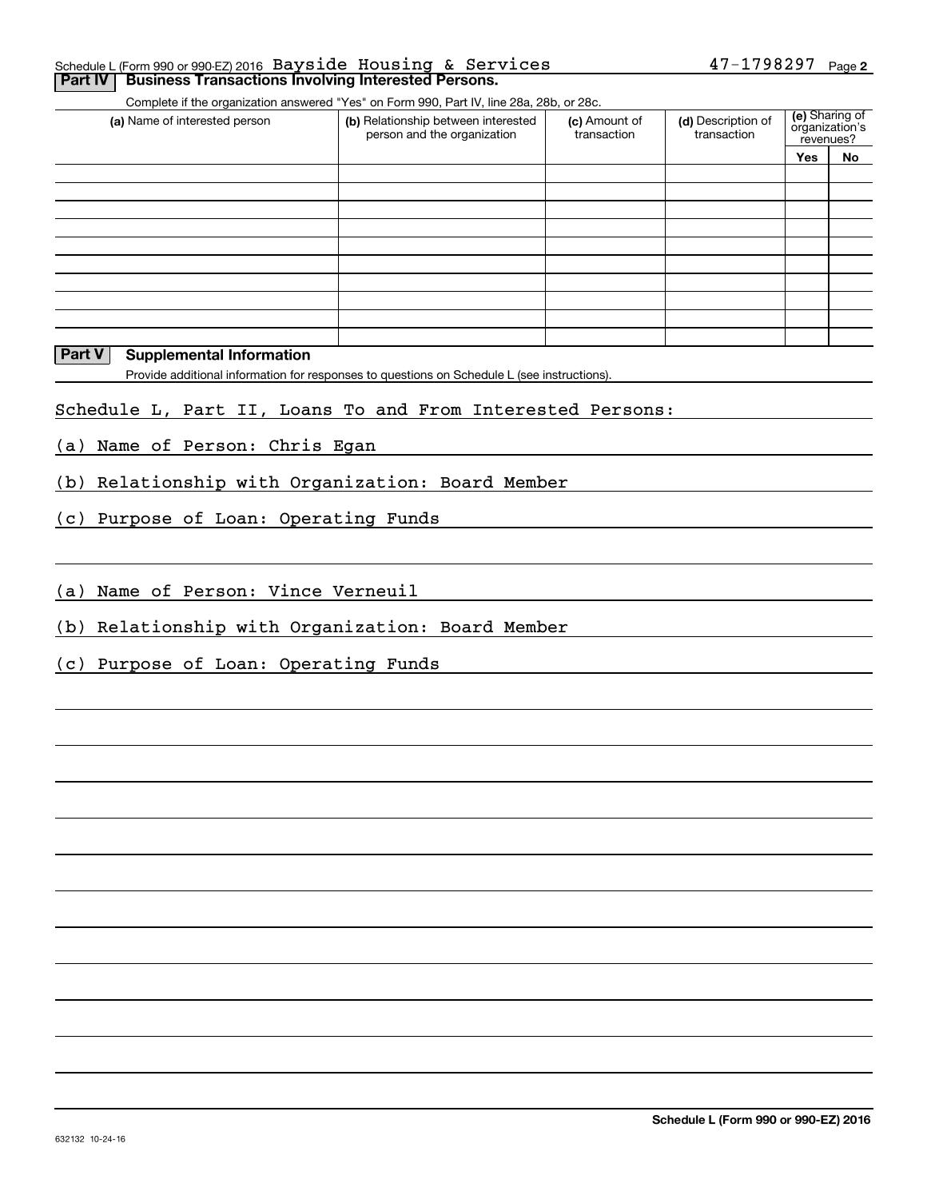Schedule L (Form 990 or 990-EZ) 2016 Bayside Housing & Services 47-1798297 Page **2**

## Part IV Business Transactions Involving Interested Persons.

Complete if the organization answered "Yes" on Form 990, Part IV, line 28a, 28b, or 28c.

| (a) Name of interested person | (b) Relationship between interested person and the organization | (c) Amount of transaction | (d) Description of transaction | (e) Sharing of organization's revenues? | |
|---|---|---|---|---|---|
| | | | | Yes | No |
| | | | | | |
| | | | | | |
| | | | | | |
| | | | | | |
| | | | | | |
| | | | | | |
| | | | | | |
| | | | | | |
| | | | | | |
| | | | | | |

## Part V Supplemental Information

Provide additional information for responses to questions on Schedule L (see instructions).

Schedule L, Part II, Loans To and From Interested Persons:

(a) Name of Person: Chris Egan

(b) Relationship with Organization: Board Member

(c) Purpose of Loan: Operating Funds

(a) Name of Person: Vince Verneuil

(b) Relationship with Organization: Board Member

(c) Purpose of Loan: Operating Funds

**Schedule L (Form 990 or 990-EZ) 2016**

632132 10-24-16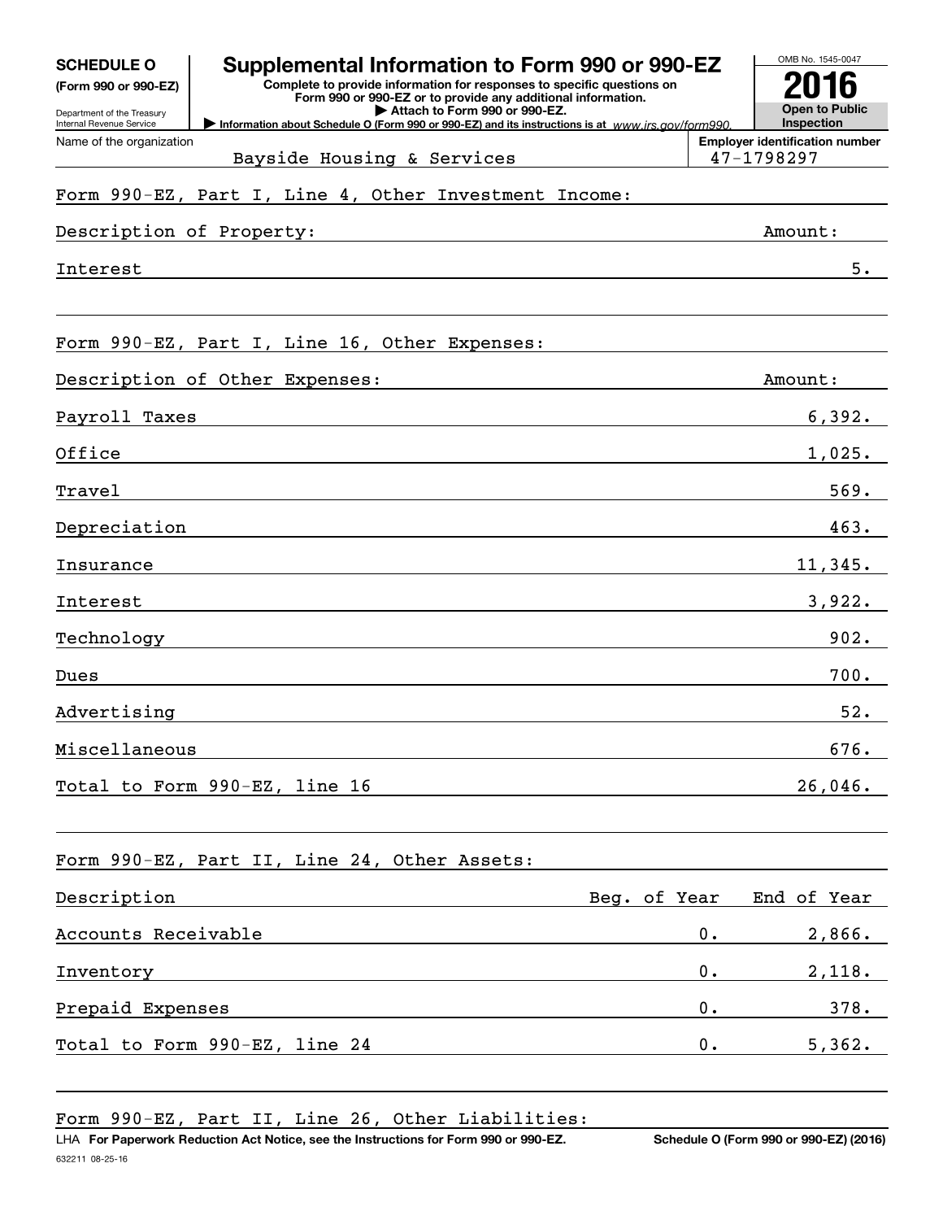**SCHEDULE O**
**(Form 990 or 990-EZ)**

Department of the Treasury
Internal Revenue Service

# Supplemental Information to Form 990 or 990-EZ

**Complete to provide information for responses to specific questions on Form 990 or 990-EZ or to provide any additional information.**
**▶ Attach to Form 990 or 990-EZ.**
**▶ Information about Schedule O (Form 990 or 990-EZ) and its instructions is at** *www.irs.gov/form990.*

OMB No. 1545-0047
**2016**
**Open to Public Inspection**

Name of the organization: Bayside Housing & Services
**Employer identification number:** 47-1798297

Form 990-EZ, Part I, Line 4, Other Investment Income:

| Description of Property: | Amount: |
|---|---|
| Interest | 5. |

Form 990-EZ, Part I, Line 16, Other Expenses:

| Description of Other Expenses: | Amount: |
|---|---|
| Payroll Taxes | 6,392. |
| Office | 1,025. |
| Travel | 569. |
| Depreciation | 463. |
| Insurance | 11,345. |
| Interest | 3,922. |
| Technology | 902. |
| Dues | 700. |
| Advertising | 52. |
| Miscellaneous | 676. |
| Total to Form 990-EZ, line 16 | 26,046. |

Form 990-EZ, Part II, Line 24, Other Assets:

| Description | Beg. of Year | End of Year |
|---|---|---|
| Accounts Receivable | 0. | 2,866. |
| Inventory | 0. | 2,118. |
| Prepaid Expenses | 0. | 378. |
| Total to Form 990-EZ, line 24 | 0. | 5,362. |

Form 990-EZ, Part II, Line 26, Other Liabilities:

LHA **For Paperwork Reduction Act Notice, see the Instructions for Form 990 or 990-EZ.** **Schedule O (Form 990 or 990-EZ) (2016)**
632211 08-25-16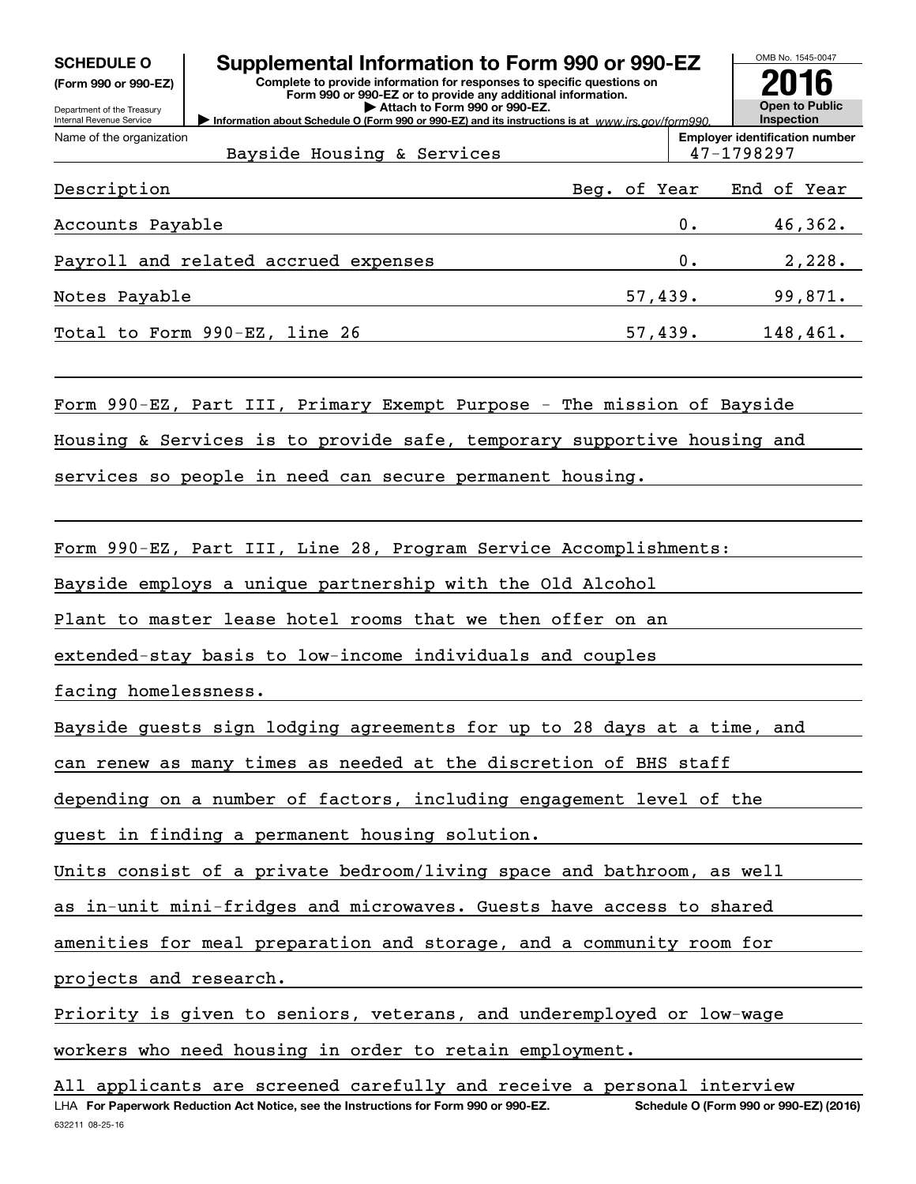**SCHEDULE O (Form 990 or 990-EZ)**

Department of the Treasury
Internal Revenue Service

# Supplemental Information to Form 990 or 990-EZ

**Complete to provide information for responses to specific questions on Form 990 or 990-EZ or to provide any additional information.**
**▶ Attach to Form 990 or 990-EZ.**
**▶ Information about Schedule O (Form 990 or 990-EZ) and its instructions is at** *www.irs.gov/form990.*

OMB No. 1545-0047

**2016**

**Open to Public Inspection**

Name of the organization: Bayside Housing & Services

**Employer identification number**: 47-1798297

| Description | Beg. of Year | End of Year |
|---|---|---|
| Accounts Payable | 0. | 46,362. |
| Payroll and related accrued expenses | 0. | 2,228. |
| Notes Payable | 57,439. | 99,871. |
| Total to Form 990-EZ, line 26 | 57,439. | 148,461. |

Form 990-EZ, Part III, Primary Exempt Purpose - The mission of Bayside Housing & Services is to provide safe, temporary supportive housing and services so people in need can secure permanent housing.

Form 990-EZ, Part III, Line 28, Program Service Accomplishments:

Bayside employs a unique partnership with the Old Alcohol Plant to master lease hotel rooms that we then offer on an extended-stay basis to low-income individuals and couples facing homelessness.

Bayside guests sign lodging agreements for up to 28 days at a time, and can renew as many times as needed at the discretion of BHS staff depending on a number of factors, including engagement level of the guest in finding a permanent housing solution.

Units consist of a private bedroom/living space and bathroom, as well as in-unit mini-fridges and microwaves. Guests have access to shared amenities for meal preparation and storage, and a community room for projects and research.

Priority is given to seniors, veterans, and underemployed or low-wage workers who need housing in order to retain employment.

All applicants are screened carefully and receive a personal interview

LHA **For Paperwork Reduction Act Notice, see the Instructions for Form 990 or 990-EZ.** **Schedule O (Form 990 or 990-EZ) (2016)**

632211 08-25-16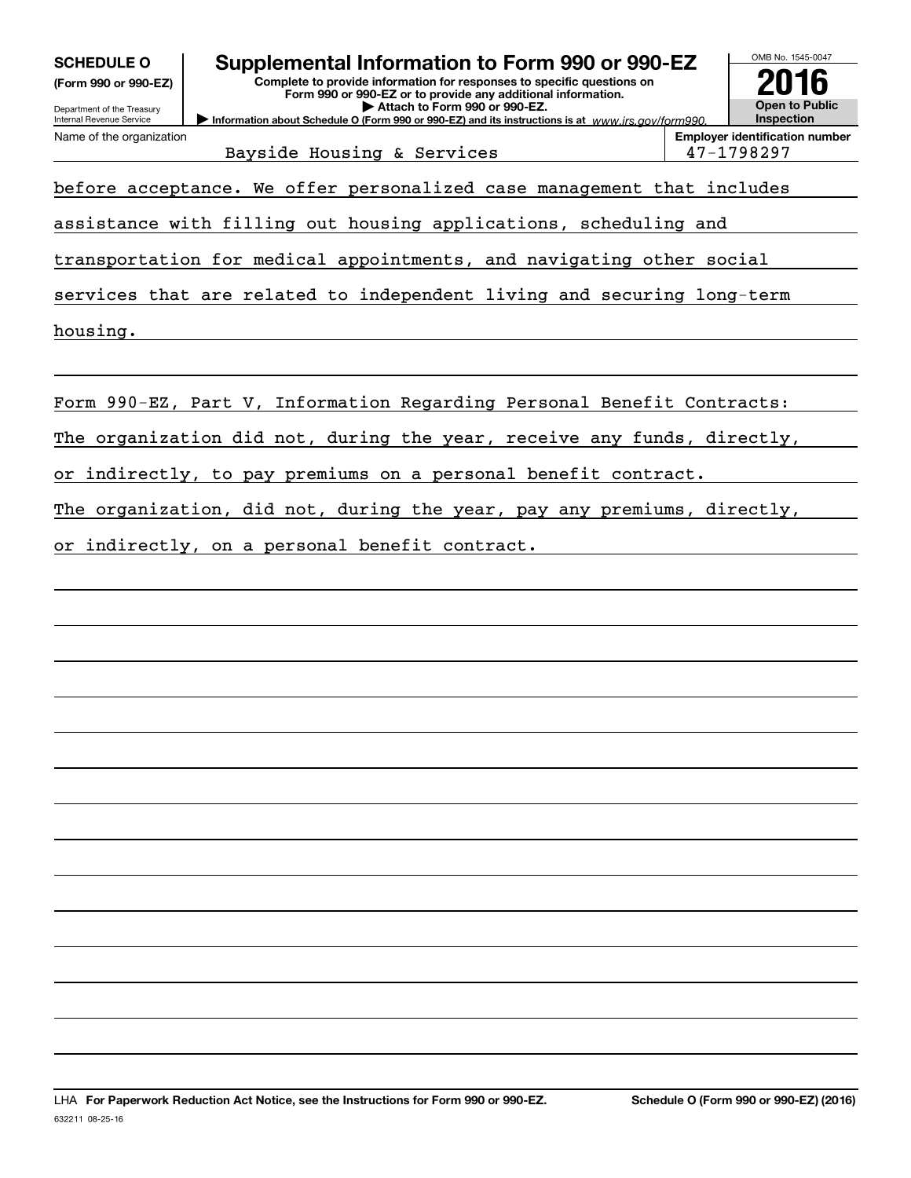**SCHEDULE O** (Form 990 or 990-EZ)

Department of the Treasury
Internal Revenue Service

# Supplemental Information to Form 990 or 990-EZ

**Complete to provide information for responses to specific questions on Form 990 or 990-EZ or to provide any additional information.**
**▶ Attach to Form 990 or 990-EZ.**
**▶ Information about Schedule O (Form 990 or 990-EZ) and its instructions is at** *www.irs.gov/form990.*

OMB No. 1545-0047

**2016**

**Open to Public Inspection**

Name of the organization: Bayside Housing & Services

**Employer identification number**: 47-1798297

before acceptance. We offer personalized case management that includes assistance with filling out housing applications, scheduling and transportation for medical appointments, and navigating other social services that are related to independent living and securing long-term housing.

Form 990-EZ, Part V, Information Regarding Personal Benefit Contracts:
The organization did not, during the year, receive any funds, directly, or indirectly, to pay premiums on a personal benefit contract.
The organization, did not, during the year, pay any premiums, directly, or indirectly, on a personal benefit contract.

LHA **For Paperwork Reduction Act Notice, see the Instructions for Form 990 or 990-EZ.** **Schedule O (Form 990 or 990-EZ) (2016)**

632211 08-25-16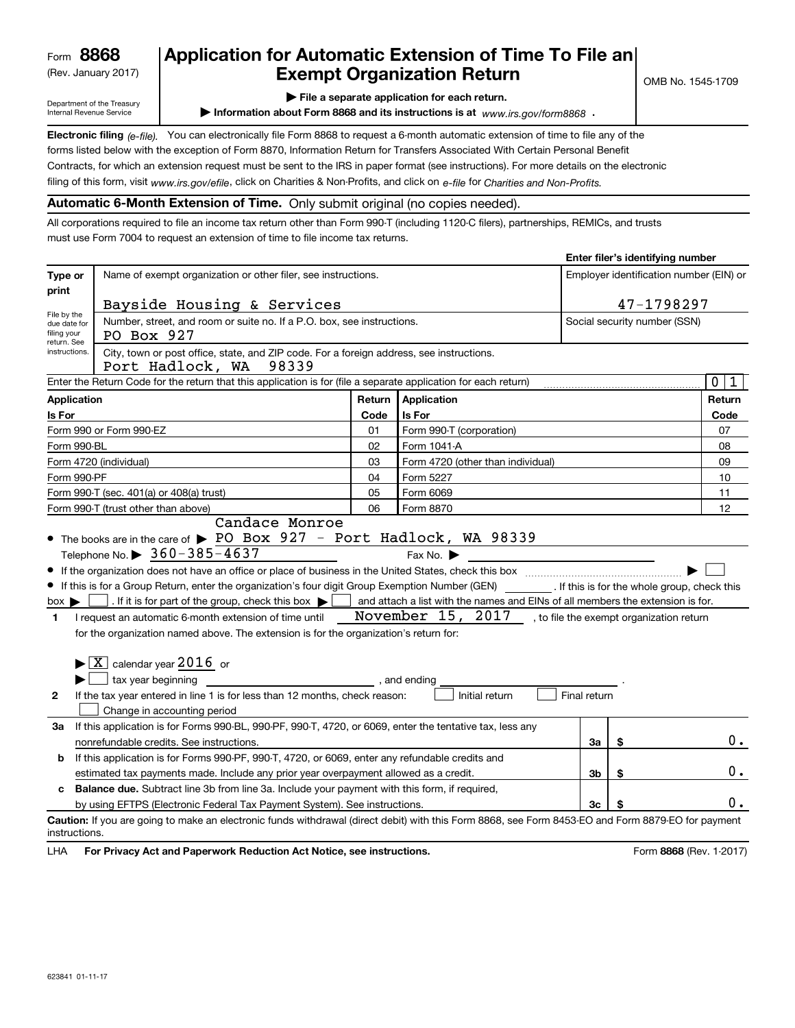Form **8868**
(Rev. January 2017)
Department of the Treasury
Internal Revenue Service

# Application for Automatic Extension of Time To File an Exempt Organization Return

OMB No. 1545-1709

▶ **File a separate application for each return.**

▶ **Information about Form 8868 and its instructions is at** *www.irs.gov/form8868* **.**

**Electronic filing** *(e-file).* You can electronically file Form 8868 to request a 6-month automatic extension of time to file any of the forms listed below with the exception of Form 8870, Information Return for Transfers Associated With Certain Personal Benefit Contracts, for which an extension request must be sent to the IRS in paper format (see instructions). For more details on the electronic filing of this form, visit *www.irs.gov/efile*, click on Charities & Non-Profits, and click on *e-file* for *Charities and Non-Profits.*

**Automatic 6-Month Extension of Time.** Only submit original (no copies needed).

All corporations required to file an income tax return other than Form 990-T (including 1120-C filers), partnerships, REMICs, and trusts must use Form 7004 to request an extension of time to file income tax returns.

**Enter filer's identifying number**

| | | |
|---|---|---|
| **Type or print** | Name of exempt organization or other filer, see instructions. Bayside Housing & Services | Employer identification number (EIN) or 47-1798297 |
| File by the due date for filing your return. See instructions. | Number, street, and room or suite no. If a P.O. box, see instructions. PO Box 927 | Social security number (SSN) |
| | City, town or post office, state, and ZIP code. For a foreign address, see instructions. Port Hadlock, WA 98339 | |

Enter the Return Code for the return that this application is for (file a separate application for each return) ............ 0 1

| Application Is For | Return Code | Application Is For | Return Code |
|---|---|---|---|
| Form 990 or Form 990-EZ | 01 | Form 990-T (corporation) | 07 |
| Form 990-BL | 02 | Form 1041-A | 08 |
| Form 4720 (individual) | 03 | Form 4720 (other than individual) | 09 |
| Form 990-PF | 04 | Form 5227 | 10 |
| Form 990-T (sec. 401(a) or 408(a) trust) | 05 | Form 6069 | 11 |
| Form 990-T (trust other than above) | 06 | Form 8870 | 12 |

- The books are in the care of ▶ Candace Monroe PO Box 927 - Port Hadlock, WA 98339
  Telephone No. ▶ 360-385-4637 Fax No. ▶
- If the organization does not have an office or place of business in the United States, check this box ........ ▶ ☐
- If this is for a Group Return, enter the organization's four digit Group Exemption Number (GEN) ________ . If this is for the whole group, check this box ▶ ☐ . If it is for part of the group, check this box ▶ ☐ and attach a list with the names and EINs of all members the extension is for.

**1** I request an automatic 6-month extension of time until November 15, 2017 , to file the exempt organization return for the organization named above. The extension is for the organization's return for:

▶ ☒ calendar year 2016 or

▶ ☐ tax year beginning ____________, and ending ____________ .

**2** If the tax year entered in line 1 is for less than 12 months, check reason: ☐ Initial return ☐ Final return ☐ Change in accounting period

| | | | |
|---|---|---|---|
| **3a** | If this application is for Forms 990-BL, 990-PF, 990-T, 4720, or 6069, enter the tentative tax, less any nonrefundable credits. See instructions. | **3a** | $ 0. |
| **b** | If this application is for Forms 990-PF, 990-T, 4720, or 6069, enter any refundable credits and estimated tax payments made. Include any prior year overpayment allowed as a credit. | **3b** | $ 0. |
| **c** | **Balance due.** Subtract line 3b from line 3a. Include your payment with this form, if required, by using EFTPS (Electronic Federal Tax Payment System). See instructions. | **3c** | $ 0. |

**Caution:** If you are going to make an electronic funds withdrawal (direct debit) with this Form 8868, see Form 8453-EO and Form 8879-EO for payment instructions.

LHA **For Privacy Act and Paperwork Reduction Act Notice, see instructions.** Form **8868** (Rev. 1-2017)

623841 01-11-17